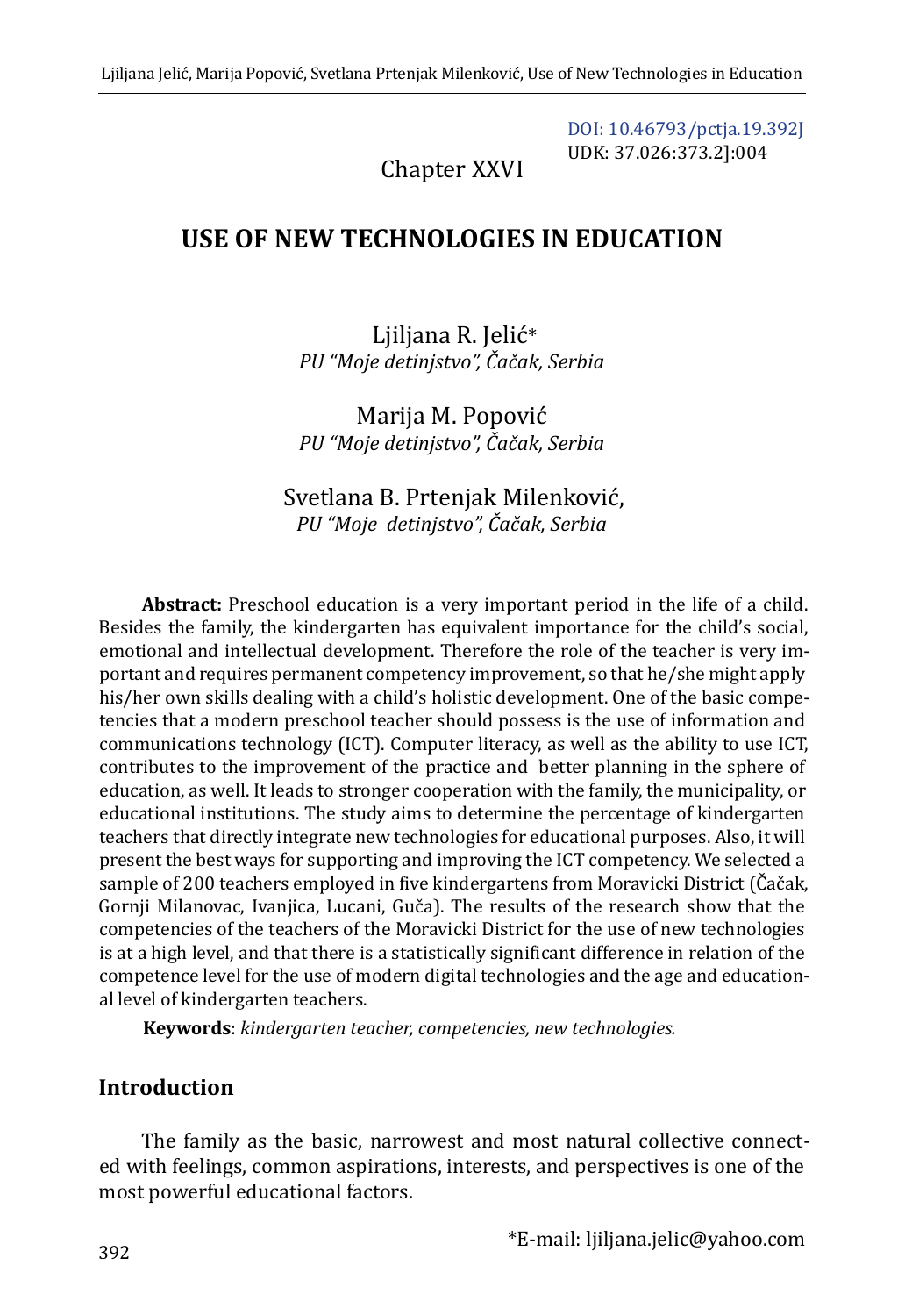DOI: 10.46793/pctja.19.392J
UDK: 37.026:373.2]:004

Chapter XXVI

# USE OF NEW TECHNOLOGIES IN EDUCATION

Ljiljana R. Jelić*
*PU "Moje detinjstvo", Čačak, Serbia*

Marija M. Popović
*PU "Moje detinjstvo", Čačak, Serbia*

Svetlana B. Prtenjak Milenković,
*PU "Moje detinjstvo", Čačak, Serbia*

**Abstract:** Preschool education is a very important period in the life of a child. Besides the family, the kindergarten has equivalent importance for the child's social, emotional and intellectual development. Therefore the role of the teacher is very important and requires permanent competency improvement, so that he/she might apply his/her own skills dealing with a child's holistic development. One of the basic competencies that a modern preschool teacher should possess is the use of information and communications technology (ICT). Computer literacy, as well as the ability to use ICT, contributes to the improvement of the practice and better planning in the sphere of education, as well. It leads to stronger cooperation with the family, the municipality, or educational institutions. The study aims to determine the percentage of kindergarten teachers that directly integrate new technologies for educational purposes. Also, it will present the best ways for supporting and improving the ICT competency. We selected a sample of 200 teachers employed in five kindergartens from Moravicki District (Čačak, Gornji Milanovac, Ivanjica, Lucani, Guča). The results of the research show that the competencies of the teachers of the Moravicki District for the use of new technologies is at a high level, and that there is a statistically significant difference in relation of the competence level for the use of modern digital technologies and the age and educational level of kindergarten teachers.

**Keywords**: *kindergarten teacher, competencies, new technologies.*

## Introduction

The family as the basic, narrowest and most natural collective connected with feelings, common aspirations, interests, and perspectives is one of the most powerful educational factors.

*E-mail: ljiljana.jelic@yahoo.com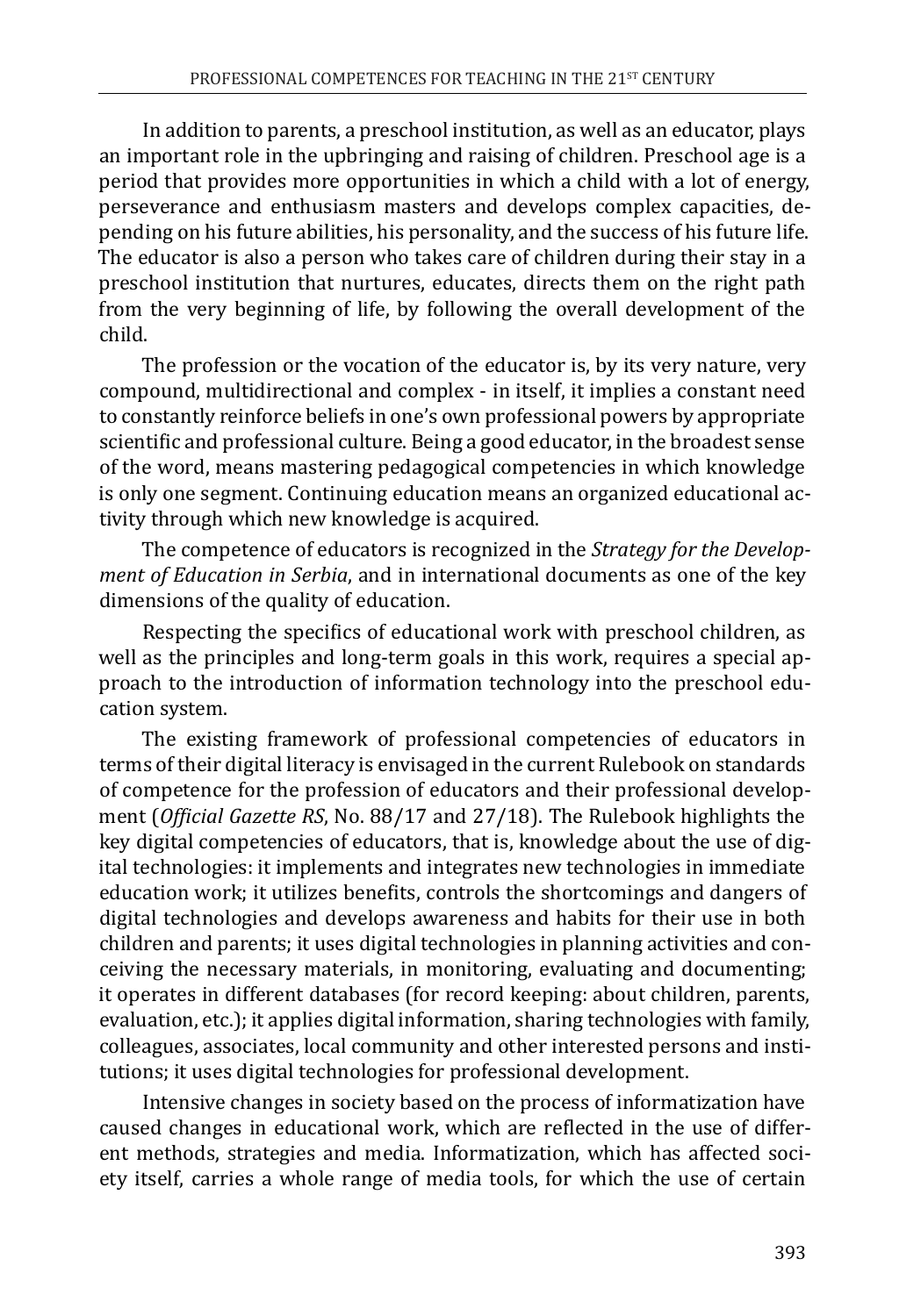In addition to parents, a preschool institution, as well as an educator, plays an important role in the upbringing and raising of children. Preschool age is a period that provides more opportunities in which a child with a lot of energy, perseverance and enthusiasm masters and develops complex capacities, depending on his future abilities, his personality, and the success of his future life. The educator is also a person who takes care of children during their stay in a preschool institution that nurtures, educates, directs them on the right path from the very beginning of life, by following the overall development of the child.

The profession or the vocation of the educator is, by its very nature, very compound, multidirectional and complex - in itself, it implies a constant need to constantly reinforce beliefs in one's own professional powers by appropriate scientific and professional culture. Being a good educator, in the broadest sense of the word, means mastering pedagogical competencies in which knowledge is only one segment. Continuing education means an organized educational activity through which new knowledge is acquired.

The competence of educators is recognized in the *Strategy for the Development of Education in Serbia*, and in international documents as one of the key dimensions of the quality of education.

Respecting the specifics of educational work with preschool children, as well as the principles and long-term goals in this work, requires a special approach to the introduction of information technology into the preschool education system.

The existing framework of professional competencies of educators in terms of their digital literacy is envisaged in the current Rulebook on standards of competence for the profession of educators and their professional development (*Official Gazette RS*, No. 88/17 and 27/18). The Rulebook highlights the key digital competencies of educators, that is, knowledge about the use of digital technologies: it implements and integrates new technologies in immediate education work; it utilizes benefits, controls the shortcomings and dangers of digital technologies and develops awareness and habits for their use in both children and parents; it uses digital technologies in planning activities and conceiving the necessary materials, in monitoring, evaluating and documenting; it operates in different databases (for record keeping: about children, parents, evaluation, etc.); it applies digital information, sharing technologies with family, colleagues, associates, local community and other interested persons and institutions; it uses digital technologies for professional development.

Intensive changes in society based on the process of informatization have caused changes in educational work, which are reflected in the use of different methods, strategies and media. Informatization, which has affected society itself, carries a whole range of media tools, for which the use of certain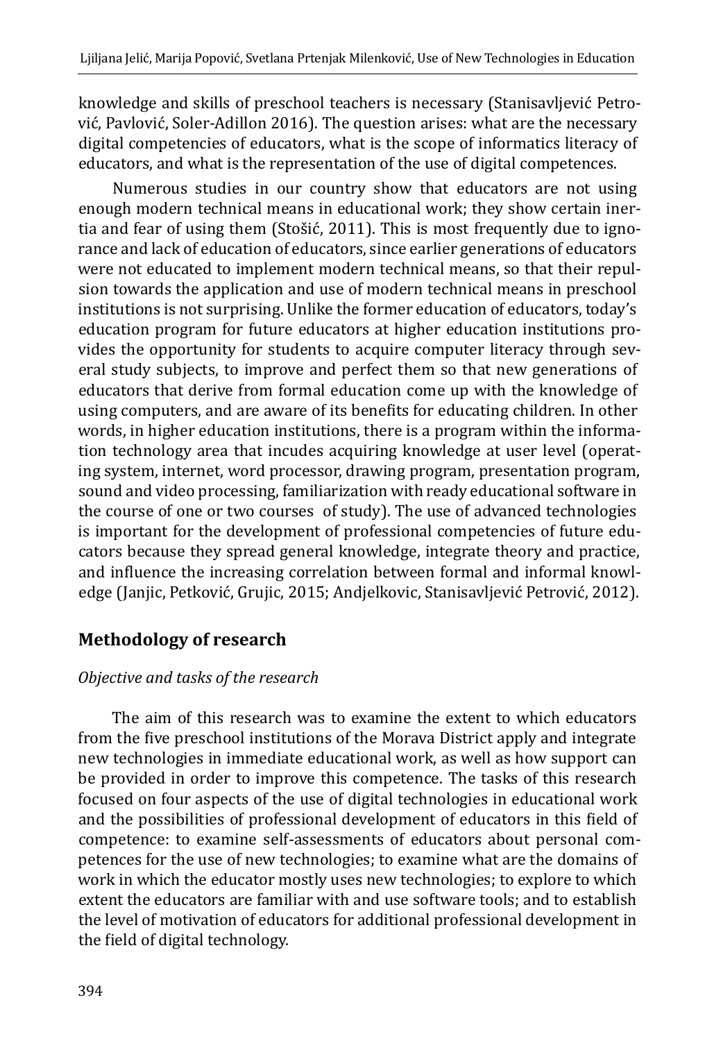knowledge and skills of preschool teachers is necessary (Stanisavljević Petrović, Pavlović, Soler-Adillon 2016). The question arises: what are the necessary digital competencies of educators, what is the scope of informatics literacy of educators, and what is the representation of the use of digital competences.

Numerous studies in our country show that educators are not using enough modern technical means in educational work; they show certain inertia and fear of using them (Stošić, 2011). This is most frequently due to ignorance and lack of education of educators, since earlier generations of educators were not educated to implement modern technical means, so that their repulsion towards the application and use of modern technical means in preschool institutions is not surprising. Unlike the former education of educators, today's education program for future educators at higher education institutions provides the opportunity for students to acquire computer literacy through several study subjects, to improve and perfect them so that new generations of educators that derive from formal education come up with the knowledge of using computers, and are aware of its benefits for educating children. In other words, in higher education institutions, there is a program within the information technology area that incudes acquiring knowledge at user level (operating system, internet, word processor, drawing program, presentation program, sound and video processing, familiarization with ready educational software in the course of one or two courses of study). The use of advanced technologies is important for the development of professional competencies of future educators because they spread general knowledge, integrate theory and practice, and influence the increasing correlation between formal and informal knowledge (Janjic, Petković, Grujic, 2015; Andjelkovic, Stanisavljević Petrović, 2012).

## Methodology of research

*Objective and tasks of the research*

The aim of this research was to examine the extent to which educators from the five preschool institutions of the Morava District apply and integrate new technologies in immediate educational work, as well as how support can be provided in order to improve this competence. The tasks of this research focused on four aspects of the use of digital technologies in educational work and the possibilities of professional development of educators in this field of competence: to examine self-assessments of educators about personal competences for the use of new technologies; to examine what are the domains of work in which the educator mostly uses new technologies; to explore to which extent the educators are familiar with and use software tools; and to establish the level of motivation of educators for additional professional development in the field of digital technology.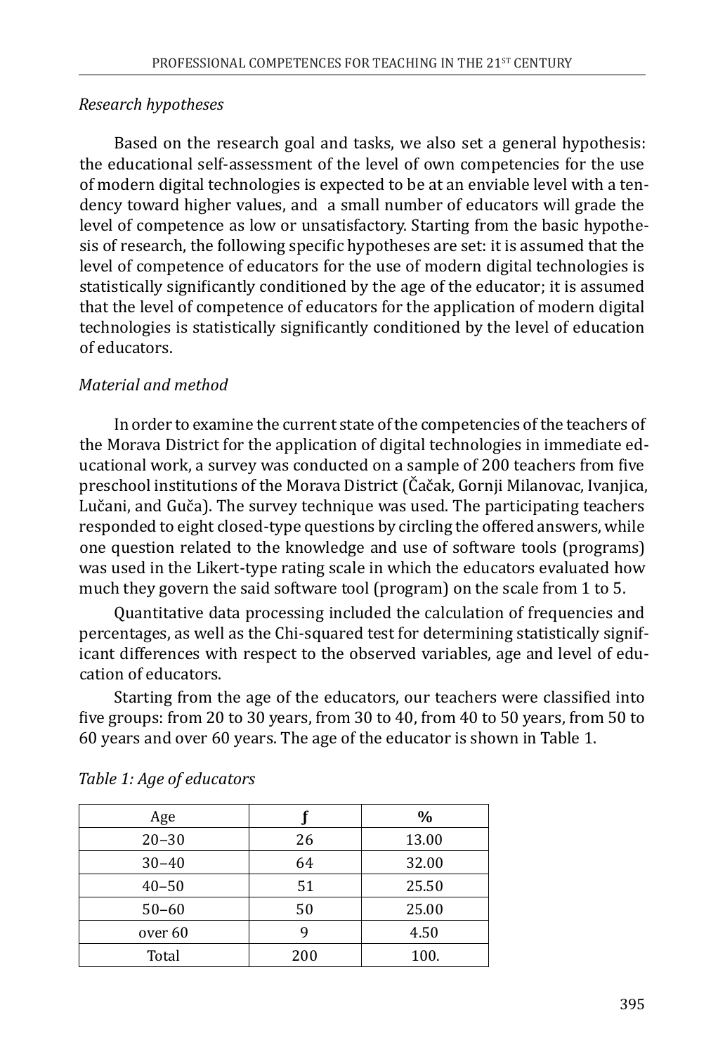*Research hypotheses*

Based on the research goal and tasks, we also set a general hypothesis: the educational self-assessment of the level of own competencies for the use of modern digital technologies is expected to be at an enviable level with a tendency toward higher values, and a small number of educators will grade the level of competence as low or unsatisfactory. Starting from the basic hypothesis of research, the following specific hypotheses are set: it is assumed that the level of competence of educators for the use of modern digital technologies is statistically significantly conditioned by the age of the educator; it is assumed that the level of competence of educators for the application of modern digital technologies is statistically significantly conditioned by the level of education of educators.

*Material and method*

In order to examine the current state of the competencies of the teachers of the Morava District for the application of digital technologies in immediate educational work, a survey was conducted on a sample of 200 teachers from five preschool institutions of the Morava District (Čačak, Gornji Milanovac, Ivanjica, Lučani, and Guča). The survey technique was used. The participating teachers responded to eight closed-type questions by circling the offered answers, while one question related to the knowledge and use of software tools (programs) was used in the Likert-type rating scale in which the educators evaluated how much they govern the said software tool (program) on the scale from 1 to 5.

Quantitative data processing included the calculation of frequencies and percentages, as well as the Chi-squared test for determining statistically significant differences with respect to the observed variables, age and level of education of educators.

Starting from the age of the educators, our teachers were classified into five groups: from 20 to 30 years, from 30 to 40, from 40 to 50 years, from 50 to 60 years and over 60 years. The age of the educator is shown in Table 1.

*Table 1: Age of educators*

| Age | f | % |
|---|---|---|
| 20–30 | 26 | 13.00 |
| 30–40 | 64 | 32.00 |
| 40–50 | 51 | 25.50 |
| 50–60 | 50 | 25.00 |
| over 60 | 9 | 4.50 |
| Total | 200 | 100. |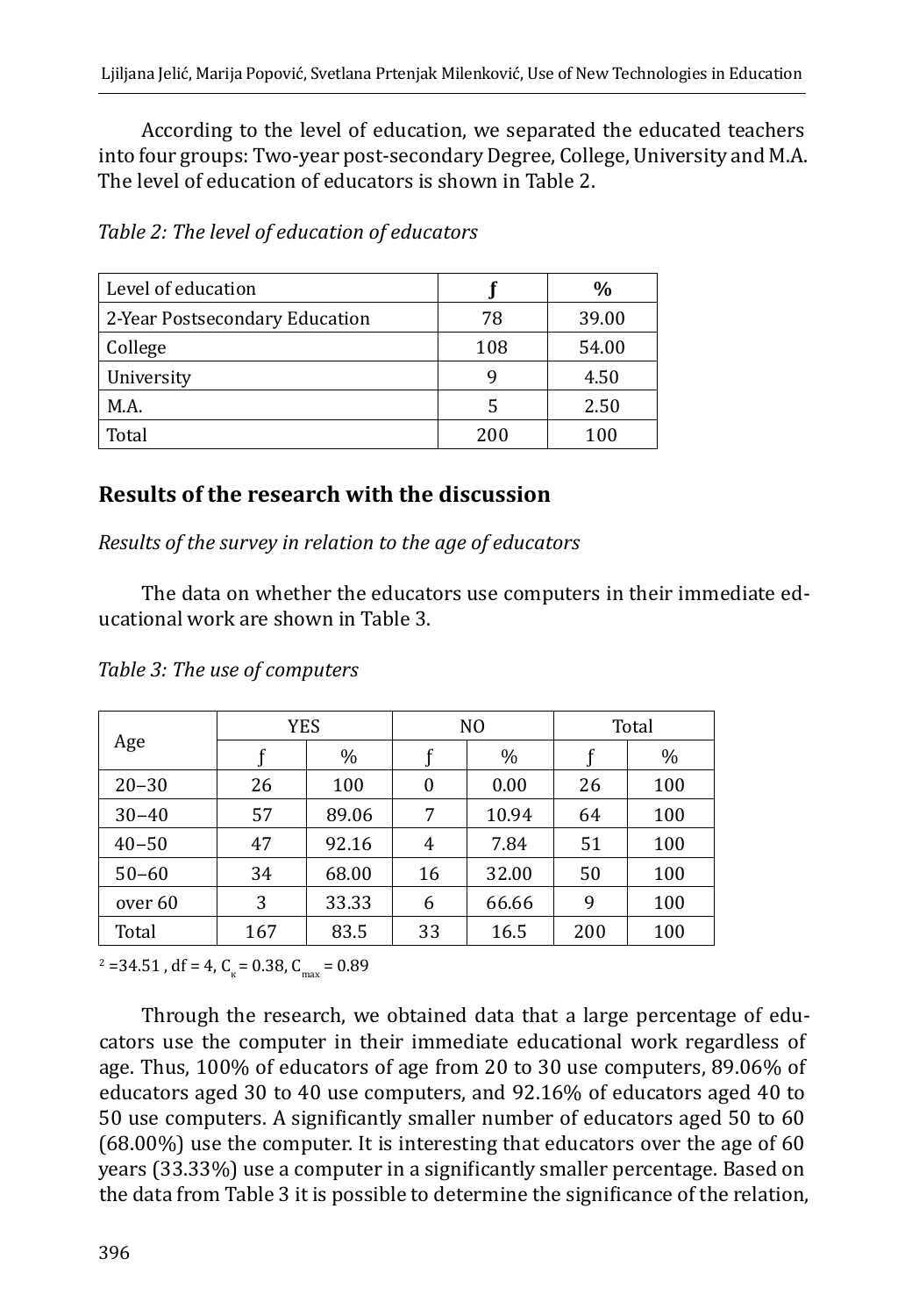According to the level of education, we separated the educated teachers into four groups: Two-year post-secondary Degree, College, University and M.A. The level of education of educators is shown in Table 2.

*Table 2: The level of education of educators*

| Level of education | f | % |
|---|---|---|
| 2-Year Postsecondary Education | 78 | 39.00 |
| College | 108 | 54.00 |
| University | 9 | 4.50 |
| M.A. | 5 | 2.50 |
| Total | 200 | 100 |

## Results of the research with the discussion

*Results of the survey in relation to the age of educators*

The data on whether the educators use computers in their immediate educational work are shown in Table 3.

*Table 3: The use of computers*

| Age | YES | | NO | | Total | |
|---|---|---|---|---|---|---|
| | f | % | f | % | f | % |
| 20–30 | 26 | 100 | 0 | 0.00 | 26 | 100 |
| 30–40 | 57 | 89.06 | 7 | 10.94 | 64 | 100 |
| 40–50 | 47 | 92.16 | 4 | 7.84 | 51 | 100 |
| 50–60 | 34 | 68.00 | 16 | 32.00 | 50 | 100 |
| over 60 | 3 | 33.33 | 6 | 66.66 | 9 | 100 |
| Total | 167 | 83.5 | 33 | 16.5 | 200 | 100 |

$^2$ =34.51 , df = 4, $C_к$ = 0.38, $C_{max}$ = 0.89

Through the research, we obtained data that a large percentage of educators use the computer in their immediate educational work regardless of age. Thus, 100% of educators of age from 20 to 30 use computers, 89.06% of educators aged 30 to 40 use computers, and 92.16% of educators aged 40 to 50 use computers. A significantly smaller number of educators aged 50 to 60 (68.00%) use the computer. It is interesting that educators over the age of 60 years (33.33%) use a computer in a significantly smaller percentage. Based on the data from Table 3 it is possible to determine the significance of the relation,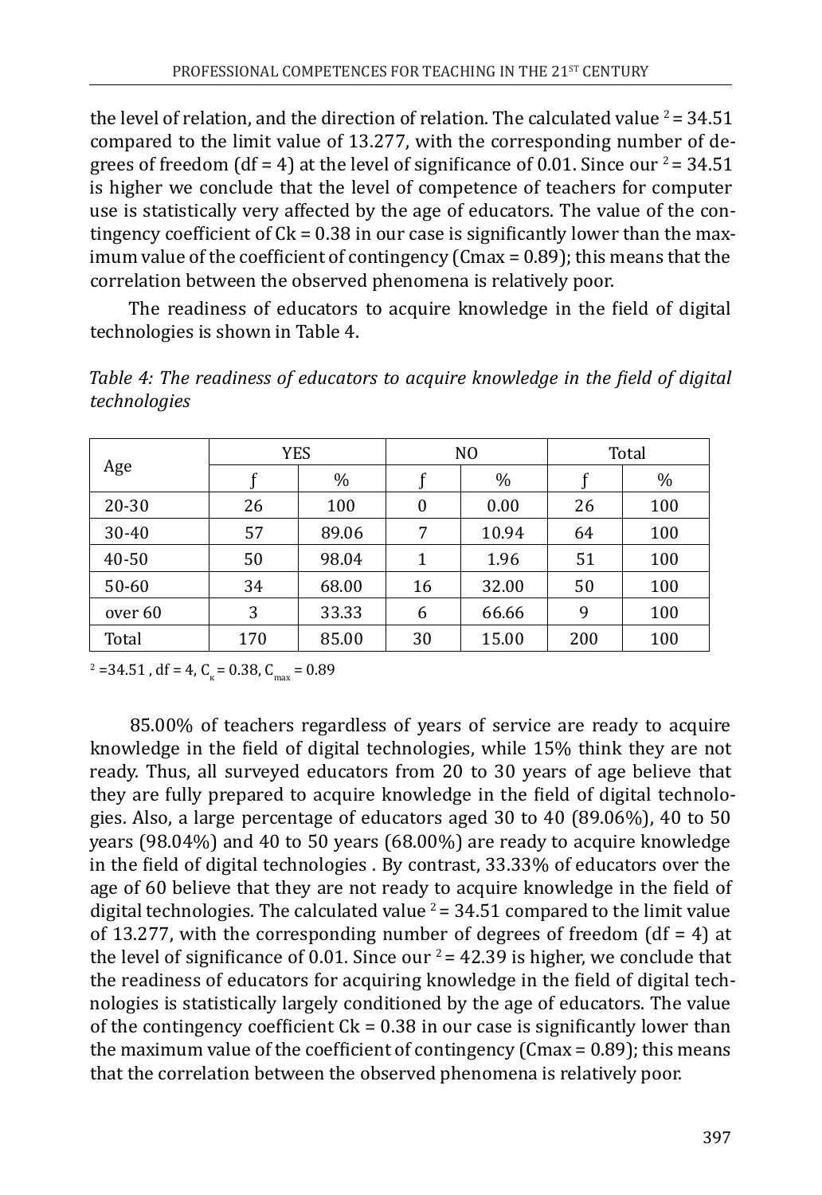the level of relation, and the direction of relation. The calculated value $^2 = 34.51$ compared to the limit value of 13.277, with the corresponding number of degrees of freedom (df = 4) at the level of significance of 0.01. Since our $^2 = 34.51$ is higher we conclude that the level of competence of teachers for computer use is statistically very affected by the age of educators. The value of the contingency coefficient of Ck = 0.38 in our case is significantly lower than the maximum value of the coefficient of contingency (Cmax = 0.89); this means that the correlation between the observed phenomena is relatively poor.

The readiness of educators to acquire knowledge in the field of digital technologies is shown in Table 4.

*Table 4: The readiness of educators to acquire knowledge in the field of digital technologies*

| Age | YES | | NO | | Total | |
|---|---|---|---|---|---|---|
| | f | % | f | % | f | % |
| 20-30 | 26 | 100 | 0 | 0.00 | 26 | 100 |
| 30-40 | 57 | 89.06 | 7 | 10.94 | 64 | 100 |
| 40-50 | 50 | 98.04 | 1 | 1.96 | 51 | 100 |
| 50-60 | 34 | 68.00 | 16 | 32.00 | 50 | 100 |
| over 60 | 3 | 33.33 | 6 | 66.66 | 9 | 100 |
| Total | 170 | 85.00 | 30 | 15.00 | 200 | 100 |

$^2 = 34.51$, df = 4, $C_к = 0.38$, $C_{max} = 0.89$

85.00% of teachers regardless of years of service are ready to acquire knowledge in the field of digital technologies, while 15% think they are not ready. Thus, all surveyed educators from 20 to 30 years of age believe that they are fully prepared to acquire knowledge in the field of digital technologies. Also, a large percentage of educators aged 30 to 40 (89.06%), 40 to 50 years (98.04%) and 40 to 50 years (68.00%) are ready to acquire knowledge in the field of digital technologies . By contrast, 33.33% of educators over the age of 60 believe that they are not ready to acquire knowledge in the field of digital technologies. The calculated value $^2 = 34.51$ compared to the limit value of 13.277, with the corresponding number of degrees of freedom (df = 4) at the level of significance of 0.01. Since our $^2 = 42.39$ is higher, we conclude that the readiness of educators for acquiring knowledge in the field of digital technologies is statistically largely conditioned by the age of educators. The value of the contingency coefficient Ck = 0.38 in our case is significantly lower than the maximum value of the coefficient of contingency (Cmax = 0.89); this means that the correlation between the observed phenomena is relatively poor.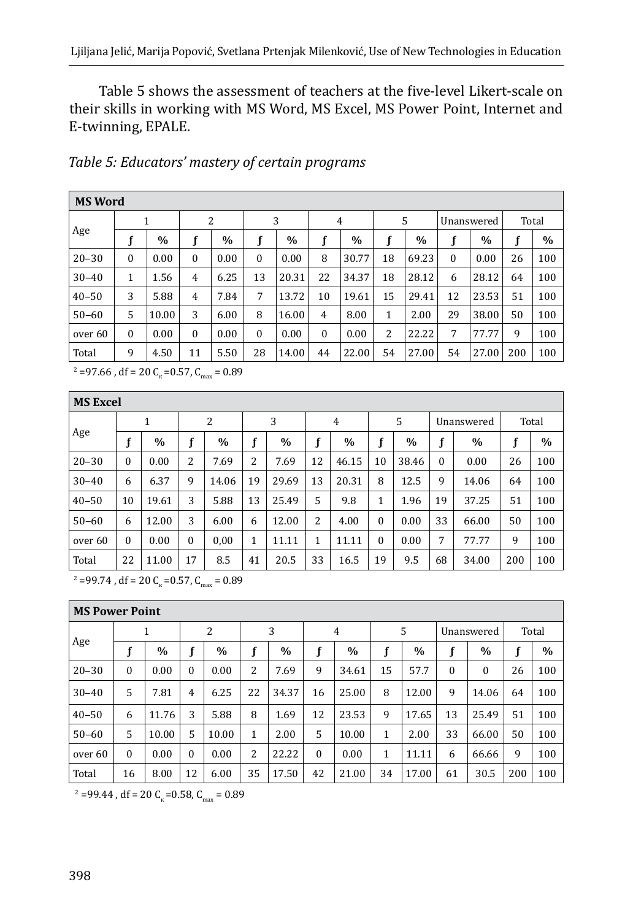Table 5 shows the assessment of teachers at the five-level Likert-scale on their skills in working with MS Word, MS Excel, MS Power Point, Internet and E-twinning, EPALE.

*Table 5: Educators' mastery of certain programs*

| MS Word | | | | | | | | | | | | | | |
|---|---|---|---|---|---|---|---|---|---|---|---|---|---|---|
| Age | 1 | | 2 | | 3 | | 4 | | 5 | | Unanswered | | Total | |
| | f | % | f | % | f | % | f | % | f | % | f | % | f | % |
| 20–30 | 0 | 0.00 | 0 | 0.00 | 0 | 0.00 | 8 | 30.77 | 18 | 69.23 | 0 | 0.00 | 26 | 100 |
| 30–40 | 1 | 1.56 | 4 | 6.25 | 13 | 20.31 | 22 | 34.37 | 18 | 28.12 | 6 | 28.12 | 64 | 100 |
| 40–50 | 3 | 5.88 | 4 | 7.84 | 7 | 13.72 | 10 | 19.61 | 15 | 29.41 | 12 | 23.53 | 51 | 100 |
| 50–60 | 5 | 10.00 | 3 | 6.00 | 8 | 16.00 | 4 | 8.00 | 1 | 2.00 | 29 | 38.00 | 50 | 100 |
| over 60 | 0 | 0.00 | 0 | 0.00 | 0 | 0.00 | 0 | 0.00 | 2 | 22.22 | 7 | 77.77 | 9 | 100 |
| Total | 9 | 4.50 | 11 | 5.50 | 28 | 14.00 | 44 | 22.00 | 54 | 27.00 | 54 | 27.00 | 200 | 100 |

$^2$ =97.66 , df = 20 $C_к$ =0.57, $C_{max}$ = 0.89

| MS Excel | | | | | | | | | | | | | | |
|---|---|---|---|---|---|---|---|---|---|---|---|---|---|---|
| Age | 1 | | 2 | | 3 | | 4 | | 5 | | Unanswered | | Total | |
| | f | % | f | % | f | % | f | % | f | % | f | % | f | % |
| 20–30 | 0 | 0.00 | 2 | 7.69 | 2 | 7.69 | 12 | 46.15 | 10 | 38.46 | 0 | 0.00 | 26 | 100 |
| 30–40 | 6 | 6.37 | 9 | 14.06 | 19 | 29.69 | 13 | 20.31 | 8 | 12.5 | 9 | 14.06 | 64 | 100 |
| 40–50 | 10 | 19.61 | 3 | 5.88 | 13 | 25.49 | 5 | 9.8 | 1 | 1.96 | 19 | 37.25 | 51 | 100 |
| 50–60 | 6 | 12.00 | 3 | 6.00 | 6 | 12.00 | 2 | 4.00 | 0 | 0.00 | 33 | 66.00 | 50 | 100 |
| over 60 | 0 | 0.00 | 0 | 0,00 | 1 | 11.11 | 1 | 11.11 | 0 | 0.00 | 7 | 77.77 | 9 | 100 |
| Total | 22 | 11.00 | 17 | 8.5 | 41 | 20.5 | 33 | 16.5 | 19 | 9.5 | 68 | 34.00 | 200 | 100 |

$^2$ =99.74 , df = 20 $C_к$ =0.57, $C_{max}$ = 0.89

| MS Power Point | | | | | | | | | | | | | | |
|---|---|---|---|---|---|---|---|---|---|---|---|---|---|---|
| Age | 1 | | 2 | | 3 | | 4 | | 5 | | Unanswered | | Total | |
| | f | % | f | % | f | % | f | % | f | % | f | % | f | % |
| 20–30 | 0 | 0.00 | 0 | 0.00 | 2 | 7.69 | 9 | 34.61 | 15 | 57.7 | 0 | 0 | 26 | 100 |
| 30–40 | 5 | 7.81 | 4 | 6.25 | 22 | 34.37 | 16 | 25.00 | 8 | 12.00 | 9 | 14.06 | 64 | 100 |
| 40–50 | 6 | 11.76 | 3 | 5.88 | 8 | 1.69 | 12 | 23.53 | 9 | 17.65 | 13 | 25.49 | 51 | 100 |
| 50–60 | 5 | 10.00 | 5 | 10.00 | 1 | 2.00 | 5 | 10.00 | 1 | 2.00 | 33 | 66.00 | 50 | 100 |
| over 60 | 0 | 0.00 | 0 | 0.00 | 2 | 22.22 | 0 | 0.00 | 1 | 11.11 | 6 | 66.66 | 9 | 100 |
| Total | 16 | 8.00 | 12 | 6.00 | 35 | 17.50 | 42 | 21.00 | 34 | 17.00 | 61 | 30.5 | 200 | 100 |

$^2$ =99.44 , df = 20 $C_к$ =0.58, $C_{max}$ = 0.89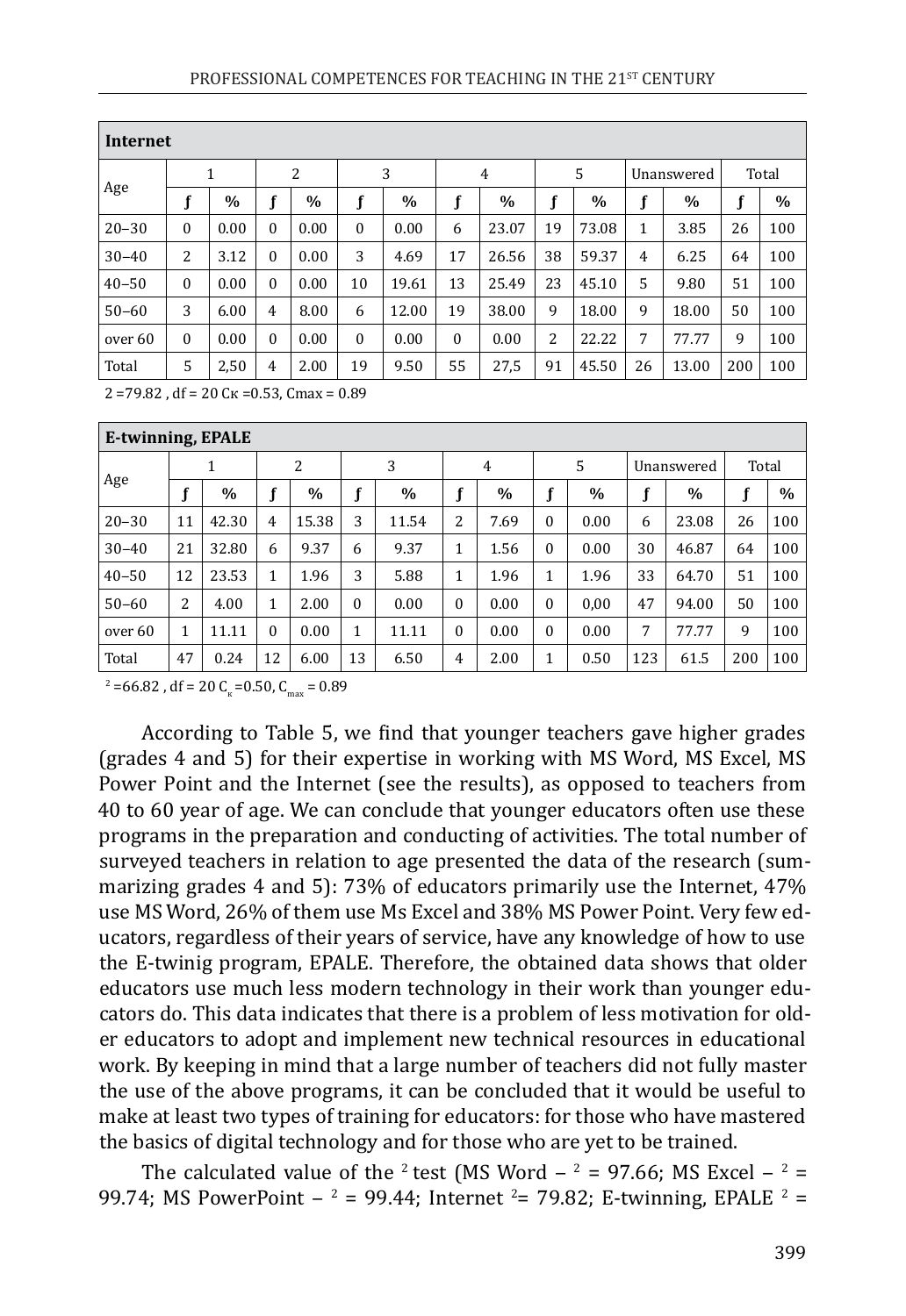| **Internet** | | | | | | | | | | | | | | |
|---|---|---|---|---|---|---|---|---|---|---|---|---|---|---|
| Age | 1 | | 2 | | 3 | | 4 | | 5 | | Unanswered | | Total | |
| | ƒ | % | ƒ | % | ƒ | % | ƒ | % | ƒ | % | ƒ | % | ƒ | % |
| 20–30 | 0 | 0.00 | 0 | 0.00 | 0 | 0.00 | 6 | 23.07 | 19 | 73.08 | 1 | 3.85 | 26 | 100 |
| 30–40 | 2 | 3.12 | 0 | 0.00 | 3 | 4.69 | 17 | 26.56 | 38 | 59.37 | 4 | 6.25 | 64 | 100 |
| 40–50 | 0 | 0.00 | 0 | 0.00 | 10 | 19.61 | 13 | 25.49 | 23 | 45.10 | 5 | 9.80 | 51 | 100 |
| 50–60 | 3 | 6.00 | 4 | 8.00 | 6 | 12.00 | 19 | 38.00 | 9 | 18.00 | 9 | 18.00 | 50 | 100 |
| over 60 | 0 | 0.00 | 0 | 0.00 | 0 | 0.00 | 0 | 0.00 | 2 | 22.22 | 7 | 77.77 | 9 | 100 |
| Total | 5 | 2,50 | 4 | 2.00 | 19 | 9.50 | 55 | 27,5 | 91 | 45.50 | 26 | 13.00 | 200 | 100 |

2 =79.82 , df = 20 Cк =0.53, Cmax = 0.89

| **E-twinning, EPALE** | | | | | | | | | | | | | | |
|---|---|---|---|---|---|---|---|---|---|---|---|---|---|---|
| Age | 1 | | 2 | | 3 | | 4 | | 5 | | Unanswered | | Total | |
| | ƒ | % | ƒ | % | ƒ | % | ƒ | % | ƒ | % | ƒ | % | ƒ | % |
| 20–30 | 11 | 42.30 | 4 | 15.38 | 3 | 11.54 | 2 | 7.69 | 0 | 0.00 | 6 | 23.08 | 26 | 100 |
| 30–40 | 21 | 32.80 | 6 | 9.37 | 6 | 9.37 | 1 | 1.56 | 0 | 0.00 | 30 | 46.87 | 64 | 100 |
| 40–50 | 12 | 23.53 | 1 | 1.96 | 3 | 5.88 | 1 | 1.96 | 1 | 1.96 | 33 | 64.70 | 51 | 100 |
| 50–60 | 2 | 4.00 | 1 | 2.00 | 0 | 0.00 | 0 | 0.00 | 0 | 0,00 | 47 | 94.00 | 50 | 100 |
| over 60 | 1 | 11.11 | 0 | 0.00 | 1 | 11.11 | 0 | 0.00 | 0 | 0.00 | 7 | 77.77 | 9 | 100 |
| Total | 47 | 0.24 | 12 | 6.00 | 13 | 6.50 | 4 | 2.00 | 1 | 0.50 | 123 | 61.5 | 200 | 100 |

$^2$ =66.82 , df = 20 $C_к$ =0.50, $C_{max}$ = 0.89

According to Table 5, we find that younger teachers gave higher grades (grades 4 and 5) for their expertise in working with MS Word, MS Excel, MS Power Point and the Internet (see the results), as opposed to teachers from 40 to 60 year of age. We can conclude that younger educators often use these programs in the preparation and conducting of activities. The total number of surveyed teachers in relation to age presented the data of the research (summarizing grades 4 and 5): 73% of educators primarily use the Internet, 47% use MS Word, 26% of them use Ms Excel and 38% MS Power Point. Very few educators, regardless of their years of service, have any knowledge of how to use the E-twinig program, EPALE. Therefore, the obtained data shows that older educators use much less modern technology in their work than younger educators do. This data indicates that there is a problem of less motivation for older educators to adopt and implement new technical resources in educational work. By keeping in mind that a large number of teachers did not fully master the use of the above programs, it can be concluded that it would be useful to make at least two types of training for educators: for those who have mastered the basics of digital technology and for those who are yet to be trained.

The calculated value of the $^2$ test (MS Word – $^2$ = 97.66; MS Excel – $^2$ = 99.74; MS PowerPoint – $^2$ = 99.44; Internet $^2$= 79.82; E-twinning, EPALE $^2$ =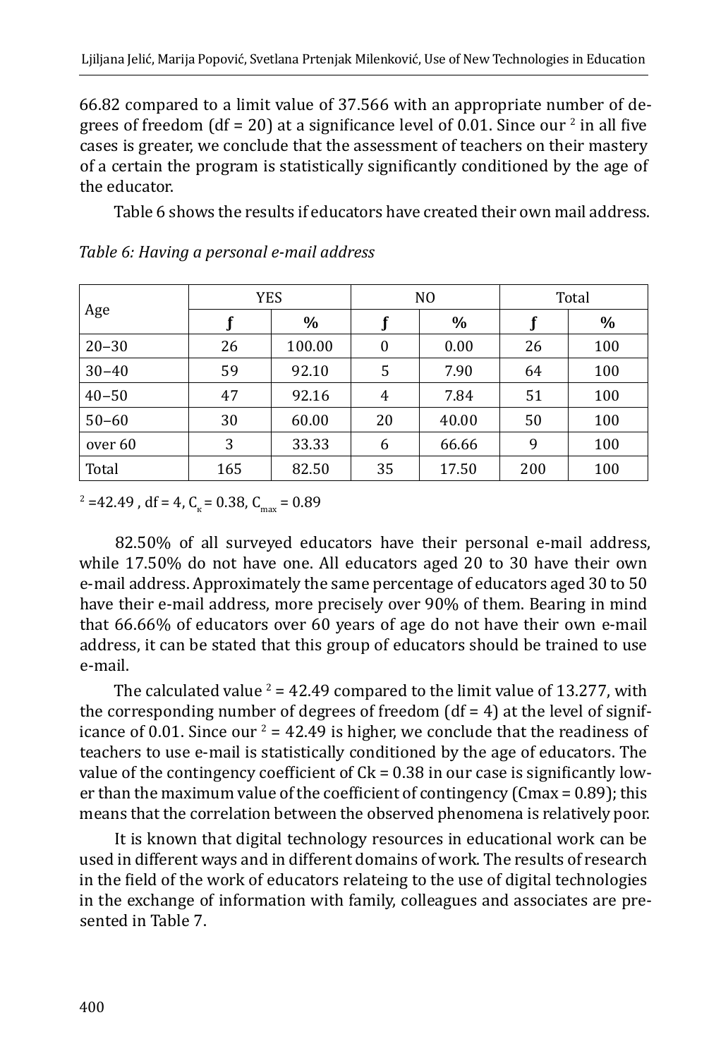66.82 compared to a limit value of 37.566 with an appropriate number of degrees of freedom (df = 20) at a significance level of 0.01. Since our $^2$ in all five cases is greater, we conclude that the assessment of teachers on their mastery of a certain the program is statistically significantly conditioned by the age of the educator.

Table 6 shows the results if educators have created their own mail address.

*Table 6: Having a personal e-mail address*

| Age | YES | | NO | | Total | |
|---|---|---|---|---|---|---|
| | **f** | **%** | **f** | **%** | **f** | **%** |
| 20–30 | 26 | 100.00 | 0 | 0.00 | 26 | 100 |
| 30–40 | 59 | 92.10 | 5 | 7.90 | 64 | 100 |
| 40–50 | 47 | 92.16 | 4 | 7.84 | 51 | 100 |
| 50–60 | 30 | 60.00 | 20 | 40.00 | 50 | 100 |
| over 60 | 3 | 33.33 | 6 | 66.66 | 9 | 100 |
| Total | 165 | 82.50 | 35 | 17.50 | 200 | 100 |

$^2$ =42.49 , df = 4, $C_к$ = 0.38, $C_{max}$ = 0.89

82.50% of all surveyed educators have their personal e-mail address, while 17.50% do not have one. All educators aged 20 to 30 have their own e-mail address. Approximately the same percentage of educators aged 30 to 50 have their e-mail address, more precisely over 90% of them. Bearing in mind that 66.66% of educators over 60 years of age do not have their own e-mail address, it can be stated that this group of educators should be trained to use e-mail.

The calculated value $^2$ = 42.49 compared to the limit value of 13.277, with the corresponding number of degrees of freedom (df = 4) at the level of significance of 0.01. Since our $^2$ = 42.49 is higher, we conclude that the readiness of teachers to use e-mail is statistically conditioned by the age of educators. The value of the contingency coefficient of Ck = 0.38 in our case is significantly lower than the maximum value of the coefficient of contingency (Cmax = 0.89); this means that the correlation between the observed phenomena is relatively poor.

It is known that digital technology resources in educational work can be used in different ways and in different domains of work. The results of research in the field of the work of educators relateing to the use of digital technologies in the exchange of information with family, colleagues and associates are presented in Table 7.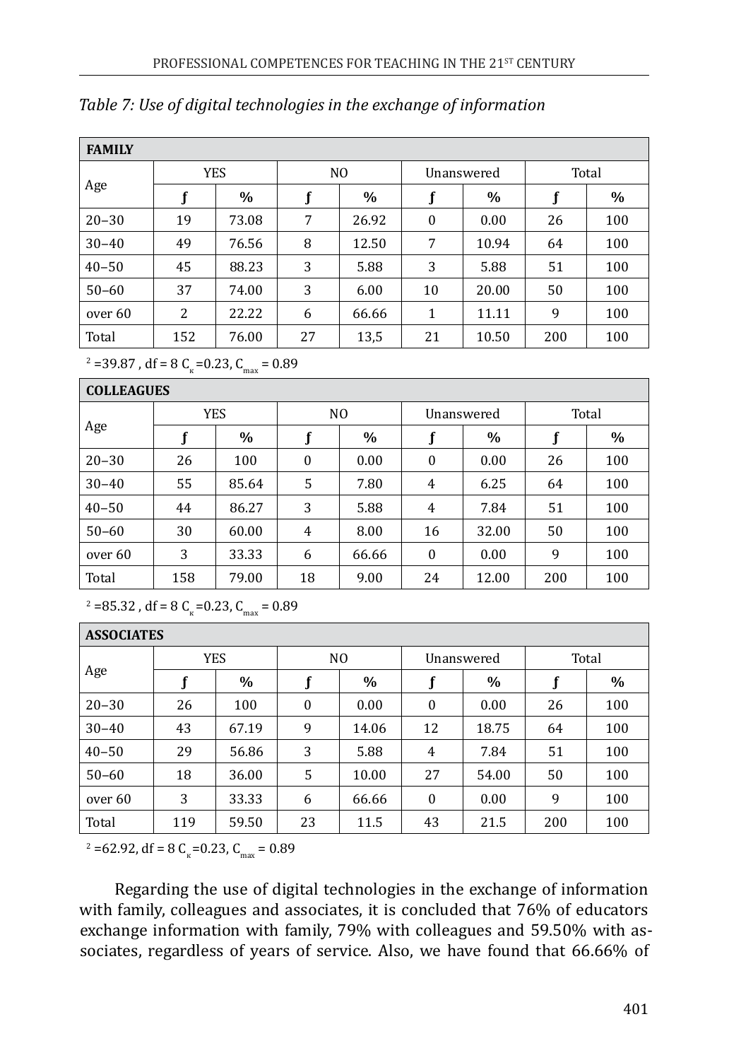*Table 7: Use of digital technologies in the exchange of information*

| **FAMILY** | | | | | | | | |
|---|---|---|---|---|---|---|---|---|
| Age | YES | | NO | | Unanswered | | Total | |
| | ƒ | % | ƒ | % | ƒ | % | ƒ | % |
| 20–30 | 19 | 73.08 | 7 | 26.92 | 0 | 0.00 | 26 | 100 |
| 30–40 | 49 | 76.56 | 8 | 12.50 | 7 | 10.94 | 64 | 100 |
| 40–50 | 45 | 88.23 | 3 | 5.88 | 3 | 5.88 | 51 | 100 |
| 50–60 | 37 | 74.00 | 3 | 6.00 | 10 | 20.00 | 50 | 100 |
| over 60 | 2 | 22.22 | 6 | 66.66 | 1 | 11.11 | 9 | 100 |
| Total | 152 | 76.00 | 27 | 13,5 | 21 | 10.50 | 200 | 100 |

$^2$ =39.87 , df = 8 $C_к$ =0.23, $C_{max}$ = 0.89

| **COLLEAGUES** | | | | | | | | |
|---|---|---|---|---|---|---|---|---|
| Age | YES | | NO | | Unanswered | | Total | |
| | ƒ | % | ƒ | % | ƒ | % | ƒ | % |
| 20–30 | 26 | 100 | 0 | 0.00 | 0 | 0.00 | 26 | 100 |
| 30–40 | 55 | 85.64 | 5 | 7.80 | 4 | 6.25 | 64 | 100 |
| 40–50 | 44 | 86.27 | 3 | 5.88 | 4 | 7.84 | 51 | 100 |
| 50–60 | 30 | 60.00 | 4 | 8.00 | 16 | 32.00 | 50 | 100 |
| over 60 | 3 | 33.33 | 6 | 66.66 | 0 | 0.00 | 9 | 100 |
| Total | 158 | 79.00 | 18 | 9.00 | 24 | 12.00 | 200 | 100 |

$^2$ =85.32 , df = 8 $C_к$ =0.23, $C_{max}$ = 0.89

| **ASSOCIATES** | | | | | | | | |
|---|---|---|---|---|---|---|---|---|
| Age | YES | | NO | | Unanswered | | Total | |
| | ƒ | % | ƒ | % | ƒ | % | ƒ | % |
| 20–30 | 26 | 100 | 0 | 0.00 | 0 | 0.00 | 26 | 100 |
| 30–40 | 43 | 67.19 | 9 | 14.06 | 12 | 18.75 | 64 | 100 |
| 40–50 | 29 | 56.86 | 3 | 5.88 | 4 | 7.84 | 51 | 100 |
| 50–60 | 18 | 36.00 | 5 | 10.00 | 27 | 54.00 | 50 | 100 |
| over 60 | 3 | 33.33 | 6 | 66.66 | 0 | 0.00 | 9 | 100 |
| Total | 119 | 59.50 | 23 | 11.5 | 43 | 21.5 | 200 | 100 |

$^2$ =62.92, df = 8 $C_к$ =0.23, $C_{max}$ = 0.89

Regarding the use of digital technologies in the exchange of information with family, colleagues and associates, it is concluded that 76% of educators exchange information with family, 79% with colleagues and 59.50% with associates, regardless of years of service. Also, we have found that 66.66% of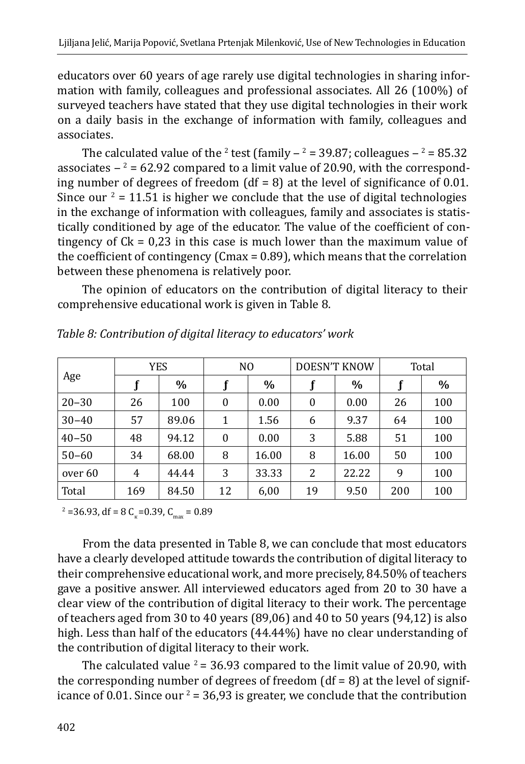educators over 60 years of age rarely use digital technologies in sharing information with family, colleagues and professional associates. All 26 (100%) of surveyed teachers have stated that they use digital technologies in their work on a daily basis in the exchange of information with family, colleagues and associates.

The calculated value of the $^2$ test (family – $^2$ = 39.87; colleagues – $^2$ = 85.32 associates – $^2$ = 62.92 compared to a limit value of 20.90, with the corresponding number of degrees of freedom (df = 8) at the level of significance of 0.01. Since our $^2$ = 11.51 is higher we conclude that the use of digital technologies in the exchange of information with colleagues, family and associates is statistically conditioned by age of the educator. The value of the coefficient of contingency of Ck = 0,23 in this case is much lower than the maximum value of the coefficient of contingency (Cmax = 0.89), which means that the correlation between these phenomena is relatively poor.

The opinion of educators on the contribution of digital literacy to their comprehensive educational work is given in Table 8.

*Table 8: Contribution of digital literacy to educators' work*

| Age | YES | | NO | | DOESN'T KNOW | | Total | |
|---|---|---|---|---|---|---|---|---|
| | f | % | f | % | f | % | f | % |
| 20–30 | 26 | 100 | 0 | 0.00 | 0 | 0.00 | 26 | 100 |
| 30–40 | 57 | 89.06 | 1 | 1.56 | 6 | 9.37 | 64 | 100 |
| 40–50 | 48 | 94.12 | 0 | 0.00 | 3 | 5.88 | 51 | 100 |
| 50–60 | 34 | 68.00 | 8 | 16.00 | 8 | 16.00 | 50 | 100 |
| over 60 | 4 | 44.44 | 3 | 33.33 | 2 | 22.22 | 9 | 100 |
| Total | 169 | 84.50 | 12 | 6,00 | 19 | 9.50 | 200 | 100 |

$^2$ =36.93, df = 8 $C_к$=0.39, $C_{max}$ = 0.89

From the data presented in Table 8, we can conclude that most educators have a clearly developed attitude towards the contribution of digital literacy to their comprehensive educational work, and more precisely, 84.50% of teachers gave a positive answer. All interviewed educators aged from 20 to 30 have a clear view of the contribution of digital literacy to their work. The percentage of teachers aged from 30 to 40 years (89,06) and 40 to 50 years (94,12) is also high. Less than half of the educators (44.44%) have no clear understanding of the contribution of digital literacy to their work.

The calculated value $^2$ = 36.93 compared to the limit value of 20.90, with the corresponding number of degrees of freedom (df = 8) at the level of significance of 0.01. Since our $^2$ = 36,93 is greater, we conclude that the contribution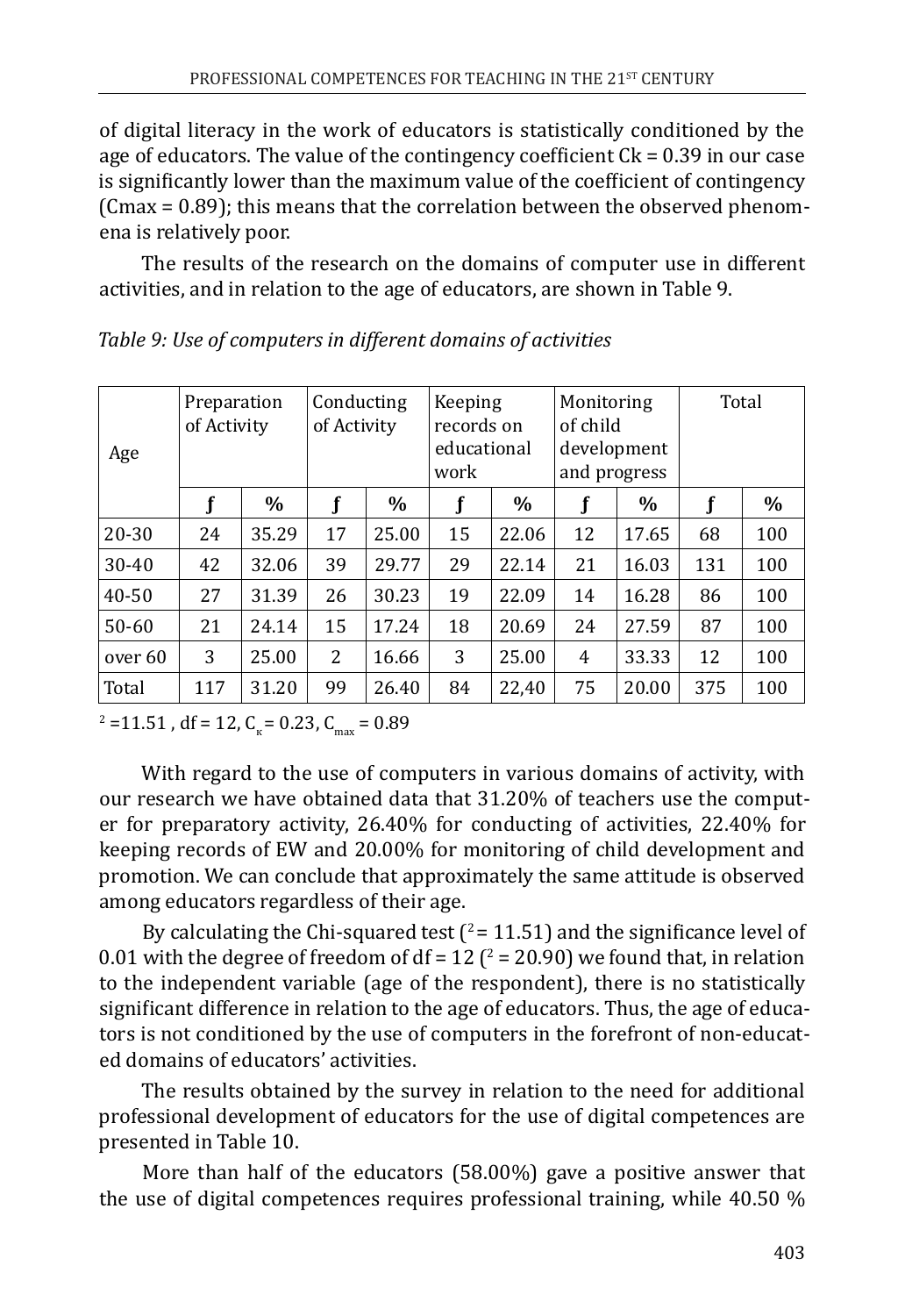of digital literacy in the work of educators is statistically conditioned by the age of educators. The value of the contingency coefficient Ck = 0.39 in our case is significantly lower than the maximum value of the coefficient of contingency (Cmax = 0.89); this means that the correlation between the observed phenomena is relatively poor.

The results of the research on the domains of computer use in different activities, and in relation to the age of educators, are shown in Table 9.

*Table 9: Use of computers in different domains of activities*

| Age | Preparation of Activity | | Conducting of Activity | | Keeping records on educational work | | Monitoring of child development and progress | | Total | |
|---|---|---|---|---|---|---|---|---|---|---|
| | **f** | **%** | **f** | **%** | **f** | **%** | **f** | **%** | **f** | **%** |
| 20-30 | 24 | 35.29 | 17 | 25.00 | 15 | 22.06 | 12 | 17.65 | 68 | 100 |
| 30-40 | 42 | 32.06 | 39 | 29.77 | 29 | 22.14 | 21 | 16.03 | 131 | 100 |
| 40-50 | 27 | 31.39 | 26 | 30.23 | 19 | 22.09 | 14 | 16.28 | 86 | 100 |
| 50-60 | 21 | 24.14 | 15 | 17.24 | 18 | 20.69 | 24 | 27.59 | 87 | 100 |
| over 60 | 3 | 25.00 | 2 | 16.66 | 3 | 25.00 | 4 | 33.33 | 12 | 100 |
| Total | 117 | 31.20 | 99 | 26.40 | 84 | 22,40 | 75 | 20.00 | 375 | 100 |

$^2 = 11.51$ , df = 12, $C_\kappa = 0.23$, $C_{max} = 0.89$

With regard to the use of computers in various domains of activity, with our research we have obtained data that 31.20% of teachers use the computer for preparatory activity, 26.40% for conducting of activities, 22.40% for keeping records of EW and 20.00% for monitoring of child development and promotion. We can conclude that approximately the same attitude is observed among educators regardless of their age.

By calculating the Chi-squared test ($^2 = 11.51$) and the significance level of 0.01 with the degree of freedom of df = 12 ($^2 = 20.90$) we found that, in relation to the independent variable (age of the respondent), there is no statistically significant difference in relation to the age of educators. Thus, the age of educators is not conditioned by the use of computers in the forefront of non-educated domains of educators' activities.

The results obtained by the survey in relation to the need for additional professional development of educators for the use of digital competences are presented in Table 10.

More than half of the educators (58.00%) gave a positive answer that the use of digital competences requires professional training, while 40.50 %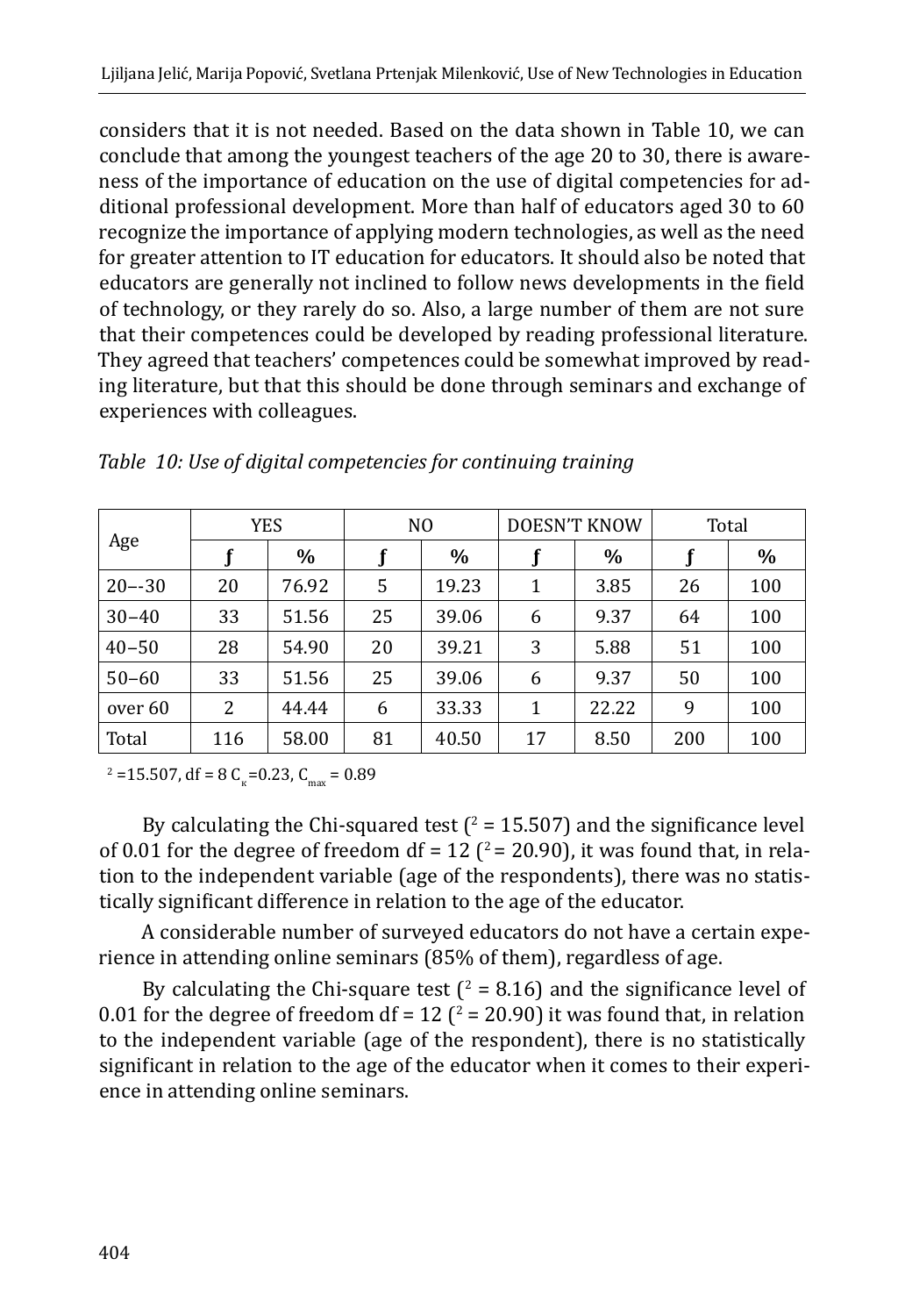considers that it is not needed. Based on the data shown in Table 10, we can conclude that among the youngest teachers of the age 20 to 30, there is awareness of the importance of education on the use of digital competencies for additional professional development. More than half of educators aged 30 to 60 recognize the importance of applying modern technologies, as well as the need for greater attention to IT education for educators. It should also be noted that educators are generally not inclined to follow news developments in the field of technology, or they rarely do so. Also, a large number of them are not sure that their competences could be developed by reading professional literature. They agreed that teachers' competences could be somewhat improved by reading literature, but that this should be done through seminars and exchange of experiences with colleagues.

*Table 10: Use of digital competencies for continuing training*

| Age | YES | | NO | | DOESN'T KNOW | | Total | |
|---|---|---|---|---|---|---|---|---|
| | **f** | **%** | **f** | **%** | **f** | **%** | **f** | **%** |
| 20–-30 | 20 | 76.92 | 5 | 19.23 | 1 | 3.85 | 26 | 100 |
| 30–40 | 33 | 51.56 | 25 | 39.06 | 6 | 9.37 | 64 | 100 |
| 40–50 | 28 | 54.90 | 20 | 39.21 | 3 | 5.88 | 51 | 100 |
| 50–60 | 33 | 51.56 | 25 | 39.06 | 6 | 9.37 | 50 | 100 |
| over 60 | 2 | 44.44 | 6 | 33.33 | 1 | 22.22 | 9 | 100 |
| Total | 116 | 58.00 | 81 | 40.50 | 17 | 8.50 | 200 | 100 |

$^2$ =15.507, df = 8 $C_к$=0.23, $C_{max}$ = 0.89

By calculating the Chi-squared test ($^2$ = 15.507) and the significance level of 0.01 for the degree of freedom df = 12 ($^2$ = 20.90), it was found that, in relation to the independent variable (age of the respondents), there was no statistically significant difference in relation to the age of the educator.

A considerable number of surveyed educators do not have a certain experience in attending online seminars (85% of them), regardless of age.

By calculating the Chi-square test ($^2$ = 8.16) and the significance level of 0.01 for the degree of freedom df = 12 ($^2$ = 20.90) it was found that, in relation to the independent variable (age of the respondent), there is no statistically significant in relation to the age of the educator when it comes to their experience in attending online seminars.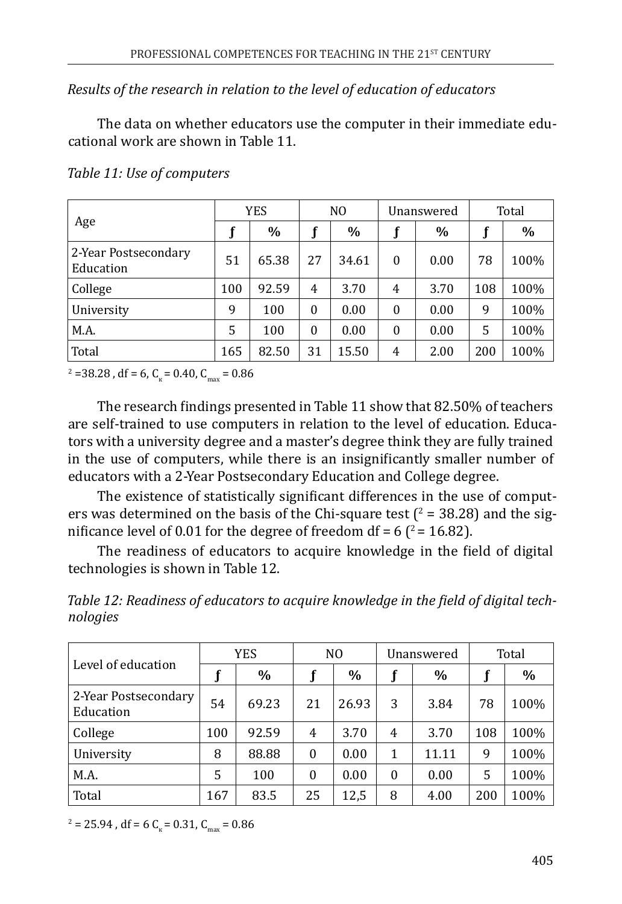*Results of the research in relation to the level of education of educators*

The data on whether educators use the computer in their immediate educational work are shown in Table 11.

*Table 11: Use of computers*

| Age | YES | | NO | | Unanswered | | Total | |
|---|---|---|---|---|---|---|---|---|
| | f | % | f | % | f | % | f | % |
| 2-Year Postsecondary Education | 51 | 65.38 | 27 | 34.61 | 0 | 0.00 | 78 | 100% |
| College | 100 | 92.59 | 4 | 3.70 | 4 | 3.70 | 108 | 100% |
| University | 9 | 100 | 0 | 0.00 | 0 | 0.00 | 9 | 100% |
| M.A. | 5 | 100 | 0 | 0.00 | 0 | 0.00 | 5 | 100% |
| Total | 165 | 82.50 | 31 | 15.50 | 4 | 2.00 | 200 | 100% |

$^2$ =38.28 , df = 6, $C_к$ = 0.40, $C_{max}$ = 0.86

The research findings presented in Table 11 show that 82.50% of teachers are self-trained to use computers in relation to the level of education. Educators with a university degree and a master's degree think they are fully trained in the use of computers, while there is an insignificantly smaller number of educators with a 2-Year Postsecondary Education and College degree.

The existence of statistically significant differences in the use of computers was determined on the basis of the Chi-square test ($^2$ = 38.28) and the significance level of 0.01 for the degree of freedom df = 6 ($^2$ = 16.82).

The readiness of educators to acquire knowledge in the field of digital technologies is shown in Table 12.

*Table 12: Readiness of educators to acquire knowledge in the field of digital technologies*

| Level of education | YES | | NO | | Unanswered | | Total | |
|---|---|---|---|---|---|---|---|---|
| | f | % | f | % | f | % | f | % |
| 2-Year Postsecondary Education | 54 | 69.23 | 21 | 26.93 | 3 | 3.84 | 78 | 100% |
| College | 100 | 92.59 | 4 | 3.70 | 4 | 3.70 | 108 | 100% |
| University | 8 | 88.88 | 0 | 0.00 | 1 | 11.11 | 9 | 100% |
| M.A. | 5 | 100 | 0 | 0.00 | 0 | 0.00 | 5 | 100% |
| Total | 167 | 83.5 | 25 | 12,5 | 8 | 4.00 | 200 | 100% |

$^2$ = 25.94 , df = 6 $C_к$ = 0.31, $C_{max}$ = 0.86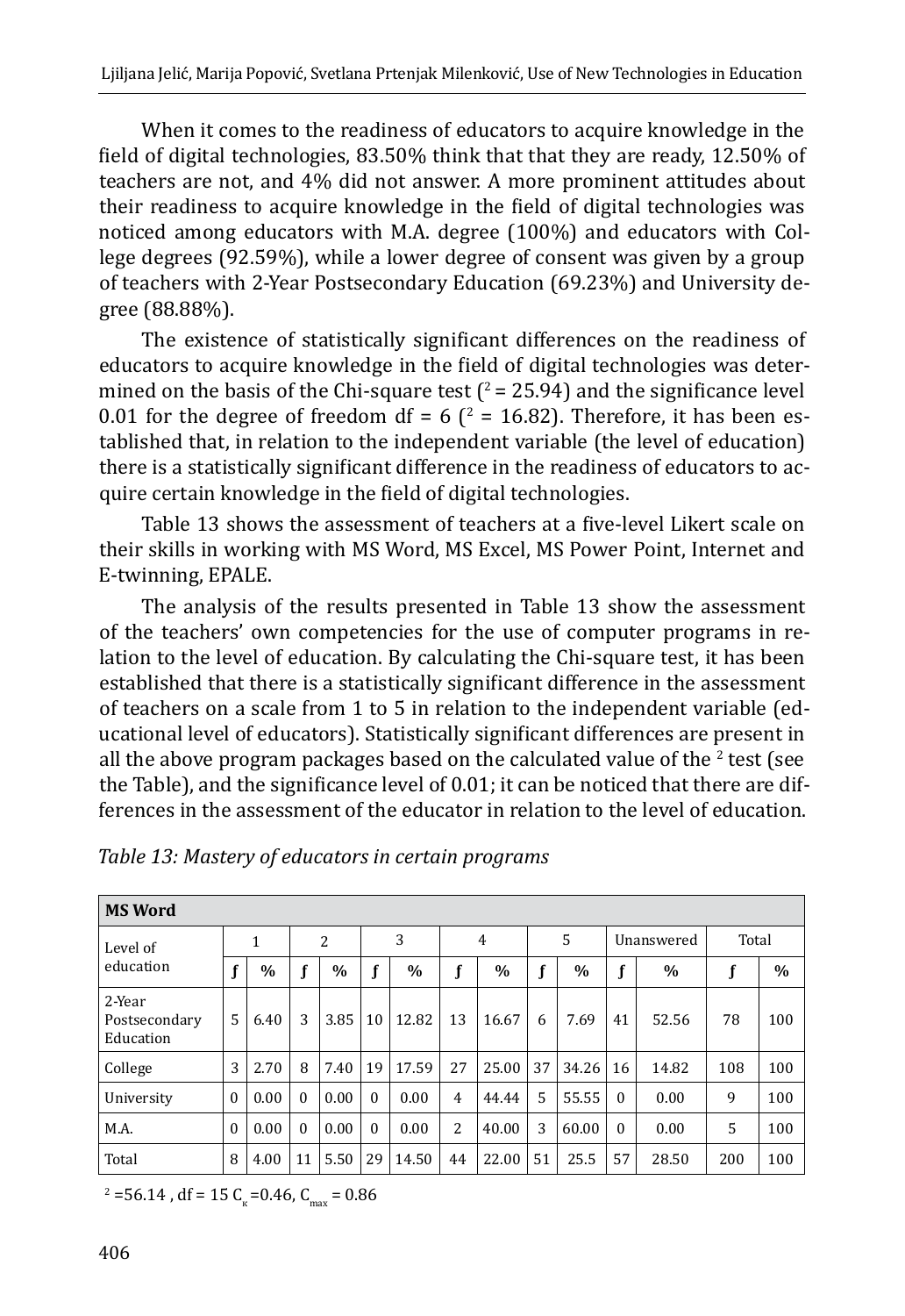When it comes to the readiness of educators to acquire knowledge in the field of digital technologies, 83.50% think that that they are ready, 12.50% of teachers are not, and 4% did not answer. A more prominent attitudes about their readiness to acquire knowledge in the field of digital technologies was noticed among educators with M.A. degree (100%) and educators with College degrees (92.59%), while a lower degree of consent was given by a group of teachers with 2-Year Postsecondary Education (69.23%) and University degree (88.88%).

The existence of statistically significant differences on the readiness of educators to acquire knowledge in the field of digital technologies was determined on the basis of the Chi-square test ($^2$ = 25.94) and the significance level 0.01 for the degree of freedom df = 6 ($^2$ = 16.82). Therefore, it has been established that, in relation to the independent variable (the level of education) there is a statistically significant difference in the readiness of educators to acquire certain knowledge in the field of digital technologies.

Table 13 shows the assessment of teachers at a five-level Likert scale on their skills in working with MS Word, MS Excel, MS Power Point, Internet and E-twinning, EPALE.

The analysis of the results presented in Table 13 show the assessment of the teachers' own competencies for the use of computer programs in relation to the level of education. By calculating the Chi-square test, it has been established that there is a statistically significant difference in the assessment of teachers on a scale from 1 to 5 in relation to the independent variable (educational level of educators). Statistically significant differences are present in all the above program packages based on the calculated value of the $^2$ test (see the Table), and the significance level of 0.01; it can be noticed that there are differences in the assessment of the educator in relation to the level of education.

*Table 13: Mastery of educators in certain programs*

| **MS Word** | | | | | | | | | | | | | | |
|---|---|---|---|---|---|---|---|---|---|---|---|---|---|---|
| Level of education | 1 | | 2 | | 3 | | 4 | | 5 | | Unanswered | | Total | |
| | f | % | f | % | f | % | f | % | f | % | f | % | f | % |
| 2-Year Postsecondary Education | 5 | 6.40 | 3 | 3.85 | 10 | 12.82 | 13 | 16.67 | 6 | 7.69 | 41 | 52.56 | 78 | 100 |
| College | 3 | 2.70 | 8 | 7.40 | 19 | 17.59 | 27 | 25.00 | 37 | 34.26 | 16 | 14.82 | 108 | 100 |
| University | 0 | 0.00 | 0 | 0.00 | 0 | 0.00 | 4 | 44.44 | 5 | 55.55 | 0 | 0.00 | 9 | 100 |
| M.A. | 0 | 0.00 | 0 | 0.00 | 0 | 0.00 | 2 | 40.00 | 3 | 60.00 | 0 | 0.00 | 5 | 100 |
| Total | 8 | 4.00 | 11 | 5.50 | 29 | 14.50 | 44 | 22.00 | 51 | 25.5 | 57 | 28.50 | 200 | 100 |

$^2$ =56.14 , df = 15 $C_к$ =0.46, $C_{max}$ = 0.86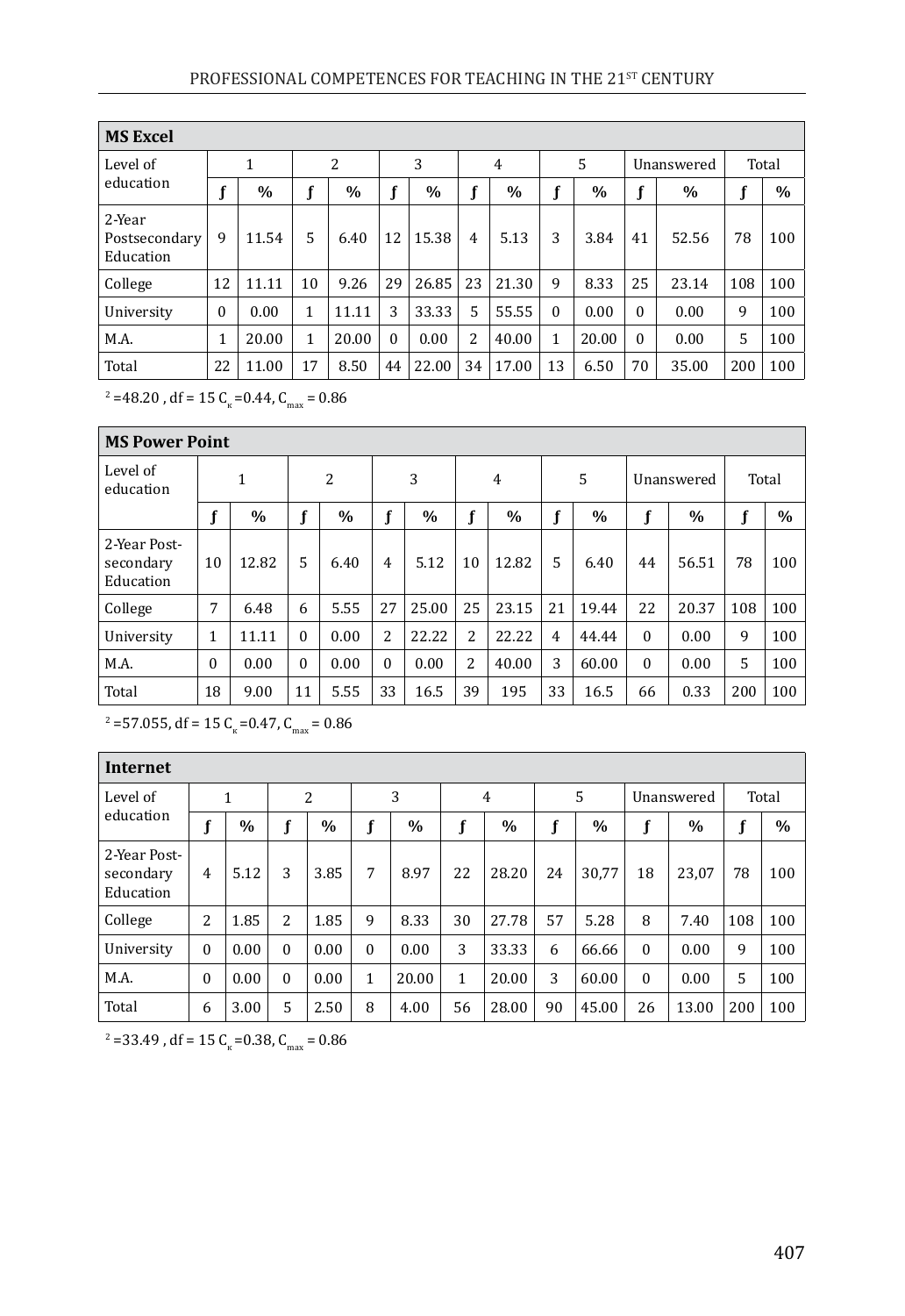| MS Excel | | | | | | | | | | | | | | |
|---|---|---|---|---|---|---|---|---|---|---|---|---|---|---|
| Level of education | 1 | | 2 | | 3 | | 4 | | 5 | | Unanswered | | Total | |
| | ƒ | % | ƒ | % | ƒ | % | ƒ | % | ƒ | % | ƒ | % | ƒ | % |
| 2-Year Postsecondary Education | 9 | 11.54 | 5 | 6.40 | 12 | 15.38 | 4 | 5.13 | 3 | 3.84 | 41 | 52.56 | 78 | 100 |
| College | 12 | 11.11 | 10 | 9.26 | 29 | 26.85 | 23 | 21.30 | 9 | 8.33 | 25 | 23.14 | 108 | 100 |
| University | 0 | 0.00 | 1 | 11.11 | 3 | 33.33 | 5 | 55.55 | 0 | 0.00 | 0 | 0.00 | 9 | 100 |
| M.A. | 1 | 20.00 | 1 | 20.00 | 0 | 0.00 | 2 | 40.00 | 1 | 20.00 | 0 | 0.00 | 5 | 100 |
| Total | 22 | 11.00 | 17 | 8.50 | 44 | 22.00 | 34 | 17.00 | 13 | 6.50 | 70 | 35.00 | 200 | 100 |

$^2 = 48.20$, df = 15 $C_к = 0.44$, $C_{max} = 0.86$

| MS Power Point | | | | | | | | | | | | | | |
|---|---|---|---|---|---|---|---|---|---|---|---|---|---|---|
| Level of education | 1 | | 2 | | 3 | | 4 | | 5 | | Unanswered | | Total | |
| | ƒ | % | ƒ | % | ƒ | % | ƒ | % | ƒ | % | ƒ | % | ƒ | % |
| 2-Year Post-secondary Education | 10 | 12.82 | 5 | 6.40 | 4 | 5.12 | 10 | 12.82 | 5 | 6.40 | 44 | 56.51 | 78 | 100 |
| College | 7 | 6.48 | 6 | 5.55 | 27 | 25.00 | 25 | 23.15 | 21 | 19.44 | 22 | 20.37 | 108 | 100 |
| University | 1 | 11.11 | 0 | 0.00 | 2 | 22.22 | 2 | 22.22 | 4 | 44.44 | 0 | 0.00 | 9 | 100 |
| M.A. | 0 | 0.00 | 0 | 0.00 | 0 | 0.00 | 2 | 40.00 | 3 | 60.00 | 0 | 0.00 | 5 | 100 |
| Total | 18 | 9.00 | 11 | 5.55 | 33 | 16.5 | 39 | 195 | 33 | 16.5 | 66 | 0.33 | 200 | 100 |

$^2 = 57.055$, df = 15 $C_к = 0.47$, $C_{max} = 0.86$

| Internet | | | | | | | | | | | | | | |
|---|---|---|---|---|---|---|---|---|---|---|---|---|---|---|
| Level of education | 1 | | 2 | | 3 | | 4 | | 5 | | Unanswered | | Total | |
| | ƒ | % | ƒ | % | ƒ | % | ƒ | % | ƒ | % | ƒ | % | ƒ | % |
| 2-Year Post-secondary Education | 4 | 5.12 | 3 | 3.85 | 7 | 8.97 | 22 | 28.20 | 24 | 30,77 | 18 | 23,07 | 78 | 100 |
| College | 2 | 1.85 | 2 | 1.85 | 9 | 8.33 | 30 | 27.78 | 57 | 5.28 | 8 | 7.40 | 108 | 100 |
| University | 0 | 0.00 | 0 | 0.00 | 0 | 0.00 | 3 | 33.33 | 6 | 66.66 | 0 | 0.00 | 9 | 100 |
| M.A. | 0 | 0.00 | 0 | 0.00 | 1 | 20.00 | 1 | 20.00 | 3 | 60.00 | 0 | 0.00 | 5 | 100 |
| Total | 6 | 3.00 | 5 | 2.50 | 8 | 4.00 | 56 | 28.00 | 90 | 45.00 | 26 | 13.00 | 200 | 100 |

$^2 = 33.49$, df = 15 $C_к = 0.38$, $C_{max} = 0.86$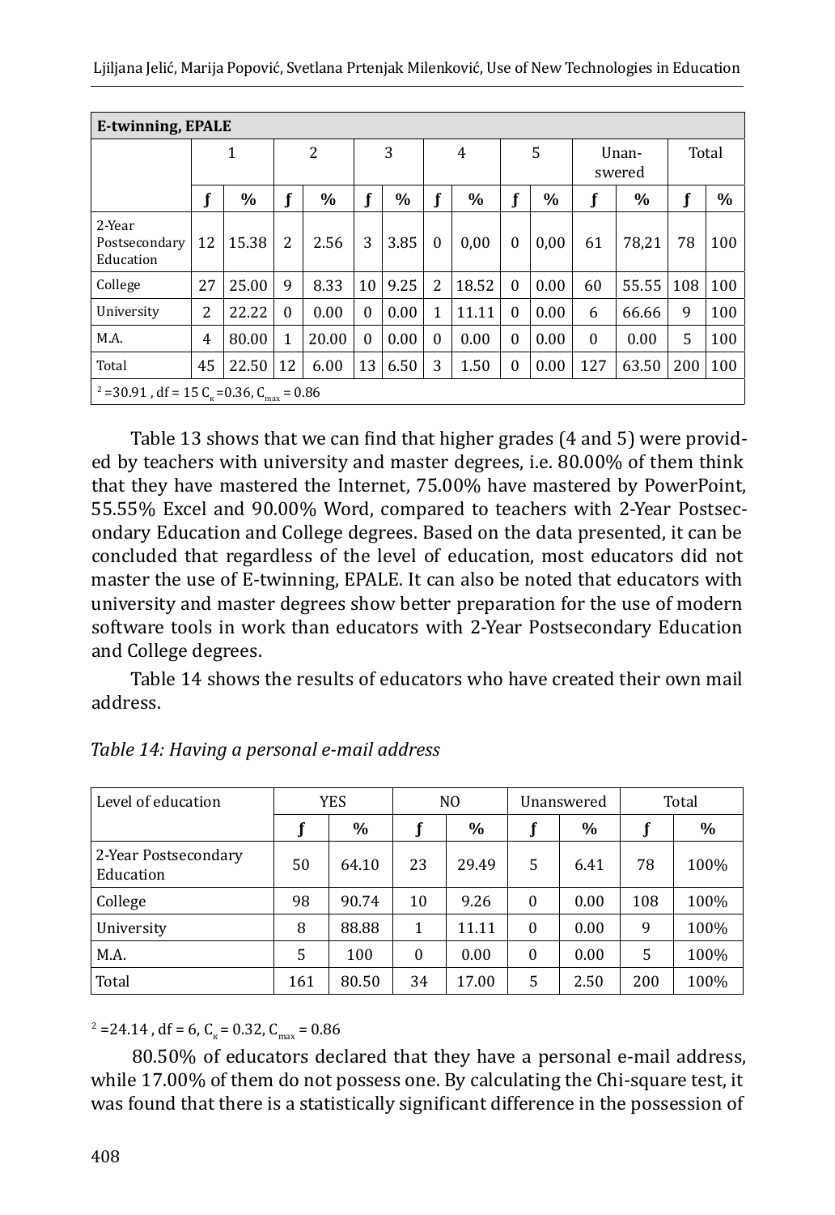| E-twinning, EPALE | | | | | | | | | | | | | | |
|---|---|---|---|---|---|---|---|---|---|---|---|---|---|---|
| | 1 | | 2 | | 3 | | 4 | | 5 | | Unan-swered | | Total | |
| | ƒ | % | ƒ | % | ƒ | % | ƒ | % | ƒ | % | ƒ | % | ƒ | % |
| 2-Year Postsecondary Education | 12 | 15.38 | 2 | 2.56 | 3 | 3.85 | 0 | 0,00 | 0 | 0,00 | 61 | 78,21 | 78 | 100 |
| College | 27 | 25.00 | 9 | 8.33 | 10 | 9.25 | 2 | 18.52 | 0 | 0.00 | 60 | 55.55 | 108 | 100 |
| University | 2 | 22.22 | 0 | 0.00 | 0 | 0.00 | 1 | 11.11 | 0 | 0.00 | 6 | 66.66 | 9 | 100 |
| M.A. | 4 | 80.00 | 1 | 20.00 | 0 | 0.00 | 0 | 0.00 | 0 | 0.00 | 0 | 0.00 | 5 | 100 |
| Total | 45 | 22.50 | 12 | 6.00 | 13 | 6.50 | 3 | 1.50 | 0 | 0.00 | 127 | 63.50 | 200 | 100 |
| $^2$ =30.91 , df = 15 $C_к$ =0.36, $C_{max}$ = 0.86 | | | | | | | | | | | | | | |

Table 13 shows that we can find that higher grades (4 and 5) were provided by teachers with university and master degrees, i.e. 80.00% of them think that they have mastered the Internet, 75.00% have mastered by PowerPoint, 55.55% Excel and 90.00% Word, compared to teachers with 2-Year Postsecondary Education and College degrees. Based on the data presented, it can be concluded that regardless of the level of education, most educators did not master the use of E-twinning, EPALE. It can also be noted that educators with university and master degrees show better preparation for the use of modern software tools in work than educators with 2-Year Postsecondary Education and College degrees.

Table 14 shows the results of educators who have created their own mail address.

*Table 14: Having a personal e-mail address*

| Level of education | YES | | NO | | Unanswered | | Total | |
|---|---|---|---|---|---|---|---|---|
| | ƒ | % | ƒ | % | ƒ | % | ƒ | % |
| 2-Year Postsecondary Education | 50 | 64.10 | 23 | 29.49 | 5 | 6.41 | 78 | 100% |
| College | 98 | 90.74 | 10 | 9.26 | 0 | 0.00 | 108 | 100% |
| University | 8 | 88.88 | 1 | 11.11 | 0 | 0.00 | 9 | 100% |
| M.A. | 5 | 100 | 0 | 0.00 | 0 | 0.00 | 5 | 100% |
| Total | 161 | 80.50 | 34 | 17.00 | 5 | 2.50 | 200 | 100% |

$^2$ =24.14 , df = 6, $C_к$ = 0.32, $C_{max}$ = 0.86

80.50% of educators declared that they have a personal e-mail address, while 17.00% of them do not possess one. By calculating the Chi-square test, it was found that there is a statistically significant difference in the possession of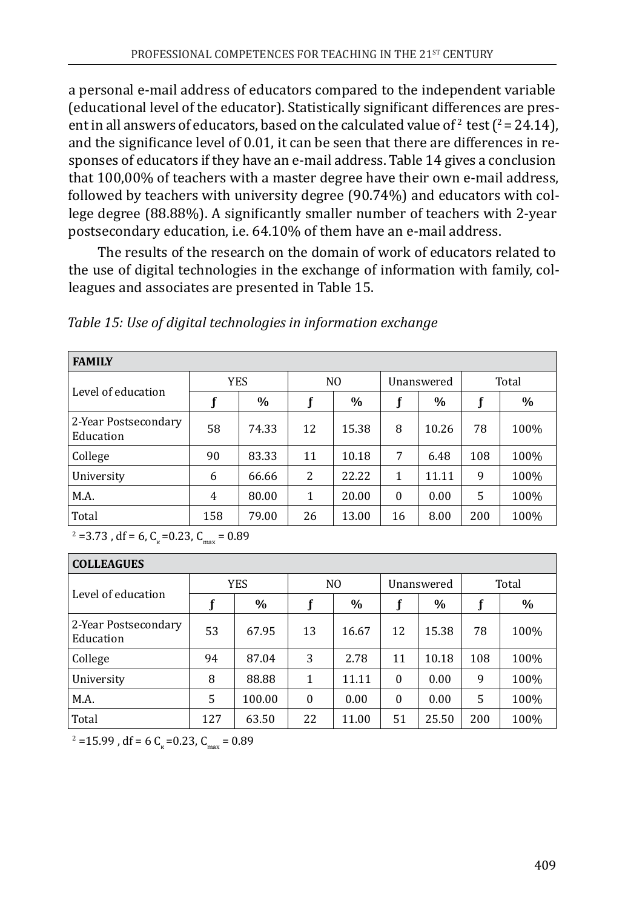a personal e-mail address of educators compared to the independent variable (educational level of the educator). Statistically significant differences are present in all answers of educators, based on the calculated value of $^2$ test ($^2$ = 24.14), and the significance level of 0.01, it can be seen that there are differences in responses of educators if they have an e-mail address. Table 14 gives a conclusion that 100,00% of teachers with a master degree have their own e-mail address, followed by teachers with university degree (90.74%) and educators with college degree (88.88%). A significantly smaller number of teachers with 2-year postsecondary education, i.e. 64.10% of them have an e-mail address.

The results of the research on the domain of work of educators related to the use of digital technologies in the exchange of information with family, colleagues and associates are presented in Table 15.

*Table 15: Use of digital technologies in information exchange*

| **FAMILY** | | | | | | | | |
|---|---|---|---|---|---|---|---|---|
| Level of education | YES | | NO | | Unanswered | | Total | |
| | f | % | f | % | f | % | f | % |
| 2-Year Postsecondary Education | 58 | 74.33 | 12 | 15.38 | 8 | 10.26 | 78 | 100% |
| College | 90 | 83.33 | 11 | 10.18 | 7 | 6.48 | 108 | 100% |
| University | 6 | 66.66 | 2 | 22.22 | 1 | 11.11 | 9 | 100% |
| M.A. | 4 | 80.00 | 1 | 20.00 | 0 | 0.00 | 5 | 100% |
| Total | 158 | 79.00 | 26 | 13.00 | 16 | 8.00 | 200 | 100% |

$^2$ =3.73 , df = 6, $C_к$ =0.23, $C_{max}$ = 0.89

| **COLLEAGUES** | | | | | | | | |
|---|---|---|---|---|---|---|---|---|
| Level of education | YES | | NO | | Unanswered | | Total | |
| | f | % | f | % | f | % | f | % |
| 2-Year Postsecondary Education | 53 | 67.95 | 13 | 16.67 | 12 | 15.38 | 78 | 100% |
| College | 94 | 87.04 | 3 | 2.78 | 11 | 10.18 | 108 | 100% |
| University | 8 | 88.88 | 1 | 11.11 | 0 | 0.00 | 9 | 100% |
| M.A. | 5 | 100.00 | 0 | 0.00 | 0 | 0.00 | 5 | 100% |
| Total | 127 | 63.50 | 22 | 11.00 | 51 | 25.50 | 200 | 100% |

$^2$ =15.99 , df = 6 $C_к$ =0.23, $C_{max}$ = 0.89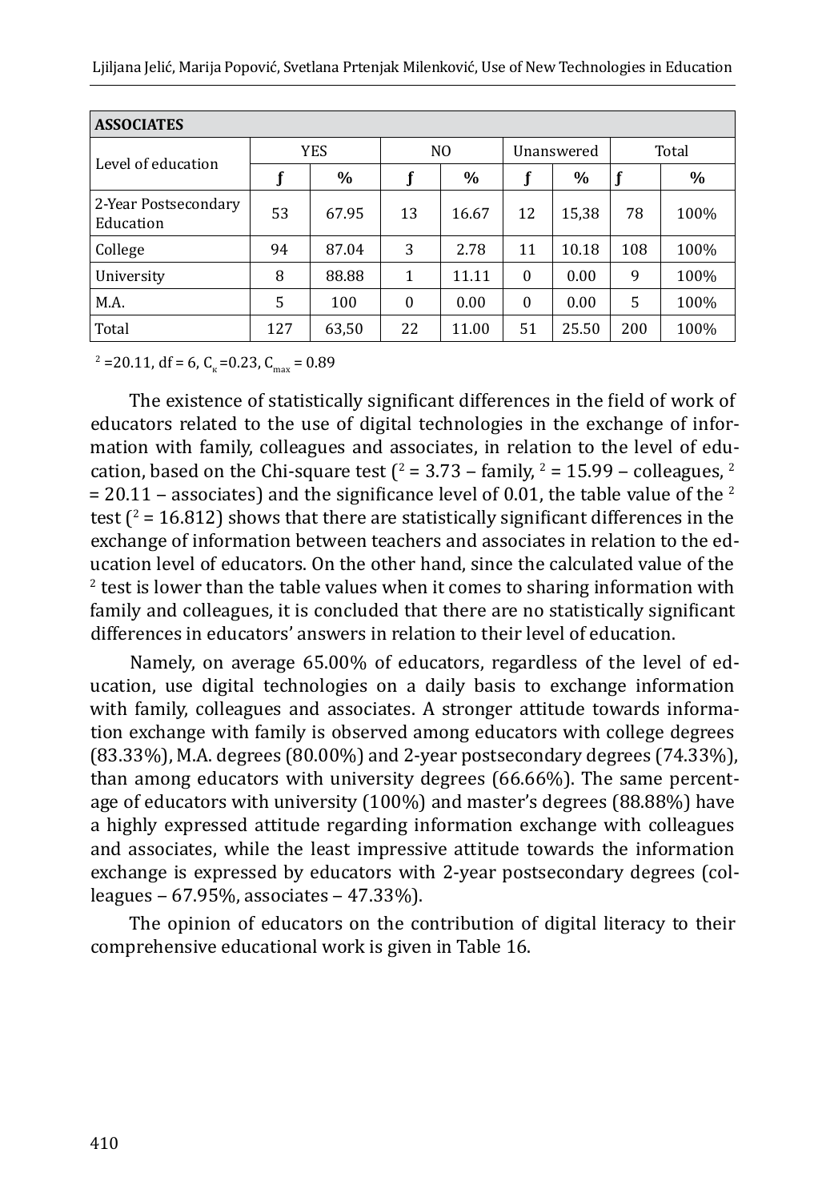| ASSOCIATES | | | | | | | | |
|---|---|---|---|---|---|---|---|---|
| Level of education | YES | | NO | | Unanswered | | Total | |
| | f | % | f | % | f | % | f | % |
| 2-Year Postsecondary Education | 53 | 67.95 | 13 | 16.67 | 12 | 15,38 | 78 | 100% |
| College | 94 | 87.04 | 3 | 2.78 | 11 | 10.18 | 108 | 100% |
| University | 8 | 88.88 | 1 | 11.11 | 0 | 0.00 | 9 | 100% |
| M.A. | 5 | 100 | 0 | 0.00 | 0 | 0.00 | 5 | 100% |
| Total | 127 | 63,50 | 22 | 11.00 | 51 | 25.50 | 200 | 100% |

$^2$ =20.11, df = 6, $C_к$ =0.23, $C_{max}$ = 0.89

The existence of statistically significant differences in the field of work of educators related to the use of digital technologies in the exchange of information with family, colleagues and associates, in relation to the level of education, based on the Chi-square test ($^2$ = 3.73 – family, $^2$ = 15.99 – colleagues, $^2$ = 20.11 – associates) and the significance level of 0.01, the table value of the $^2$ test ($^2$ = 16.812) shows that there are statistically significant differences in the exchange of information between teachers and associates in relation to the education level of educators. On the other hand, since the calculated value of the $^2$ test is lower than the table values when it comes to sharing information with family and colleagues, it is concluded that there are no statistically significant differences in educators' answers in relation to their level of education.

Namely, on average 65.00% of educators, regardless of the level of education, use digital technologies on a daily basis to exchange information with family, colleagues and associates. A stronger attitude towards information exchange with family is observed among educators with college degrees (83.33%), M.A. degrees (80.00%) and 2-year postsecondary degrees (74.33%), than among educators with university degrees (66.66%). The same percentage of educators with university (100%) and master's degrees (88.88%) have a highly expressed attitude regarding information exchange with colleagues and associates, while the least impressive attitude towards the information exchange is expressed by educators with 2-year postsecondary degrees (colleagues – 67.95%, associates – 47.33%).

The opinion of educators on the contribution of digital literacy to their comprehensive educational work is given in Table 16.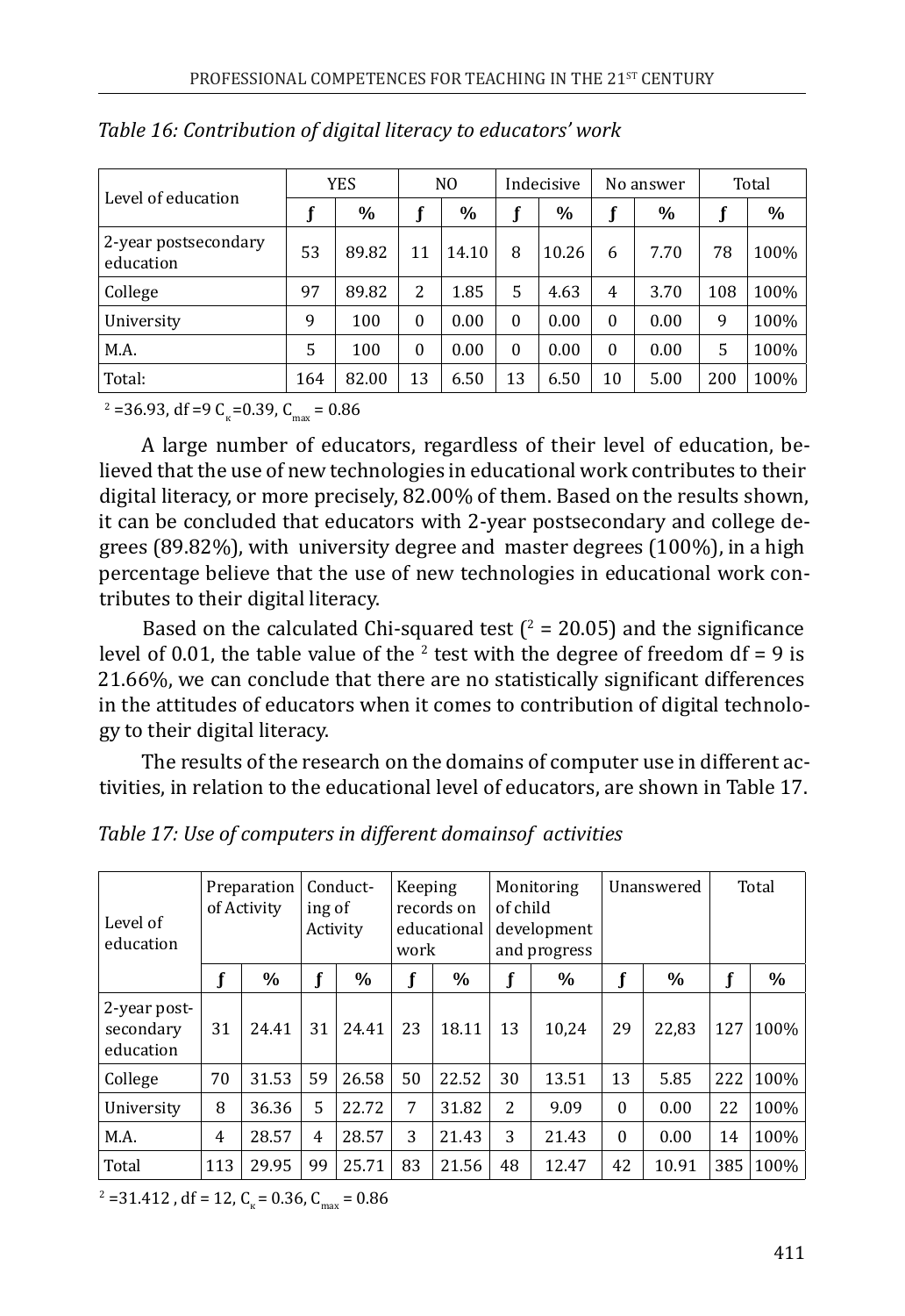*Table 16: Contribution of digital literacy to educators' work*

| Level of education | YES | | NO | | Indecisive | | No answer | | Total | |
|---|---|---|---|---|---|---|---|---|---|---|
| | f | % | f | % | f | % | f | % | f | % |
| 2-year postsecondary education | 53 | 89.82 | 11 | 14.10 | 8 | 10.26 | 6 | 7.70 | 78 | 100% |
| College | 97 | 89.82 | 2 | 1.85 | 5 | 4.63 | 4 | 3.70 | 108 | 100% |
| University | 9 | 100 | 0 | 0.00 | 0 | 0.00 | 0 | 0.00 | 9 | 100% |
| M.A. | 5 | 100 | 0 | 0.00 | 0 | 0.00 | 0 | 0.00 | 5 | 100% |
| Total: | 164 | 82.00 | 13 | 6.50 | 13 | 6.50 | 10 | 5.00 | 200 | 100% |

$^2$ =36.93, df =9 $C_к$=0.39, $C_{max}$ = 0.86

A large number of educators, regardless of their level of education, believed that the use of new technologies in educational work contributes to their digital literacy, or more precisely, 82.00% of them. Based on the results shown, it can be concluded that educators with 2-year postsecondary and college degrees (89.82%), with university degree and master degrees (100%), in a high percentage believe that the use of new technologies in educational work contributes to their digital literacy.

Based on the calculated Chi-squared test ($^2$ = 20.05) and the significance level of 0.01, the table value of the $^2$ test with the degree of freedom df = 9 is 21.66%, we can conclude that there are no statistically significant differences in the attitudes of educators when it comes to contribution of digital technology to their digital literacy.

The results of the research on the domains of computer use in different activities, in relation to the educational level of educators, are shown in Table 17.

*Table 17: Use of computers in different domainsof activities*

| Level of education | Preparation of Activity | | Conducting of Activity | | Keeping records on educational work | | Monitoring of child development and progress | | Unanswered | | Total | |
|---|---|---|---|---|---|---|---|---|---|---|---|---|
| | f | % | f | % | f | % | f | % | f | % | f | % |
| 2-year post-secondary education | 31 | 24.41 | 31 | 24.41 | 23 | 18.11 | 13 | 10,24 | 29 | 22,83 | 127 | 100% |
| College | 70 | 31.53 | 59 | 26.58 | 50 | 22.52 | 30 | 13.51 | 13 | 5.85 | 222 | 100% |
| University | 8 | 36.36 | 5 | 22.72 | 7 | 31.82 | 2 | 9.09 | 0 | 0.00 | 22 | 100% |
| M.A. | 4 | 28.57 | 4 | 28.57 | 3 | 21.43 | 3 | 21.43 | 0 | 0.00 | 14 | 100% |
| Total | 113 | 29.95 | 99 | 25.71 | 83 | 21.56 | 48 | 12.47 | 42 | 10.91 | 385 | 100% |

$^2$ =31.412 , df = 12, $C_к$ = 0.36, $C_{max}$ = 0.86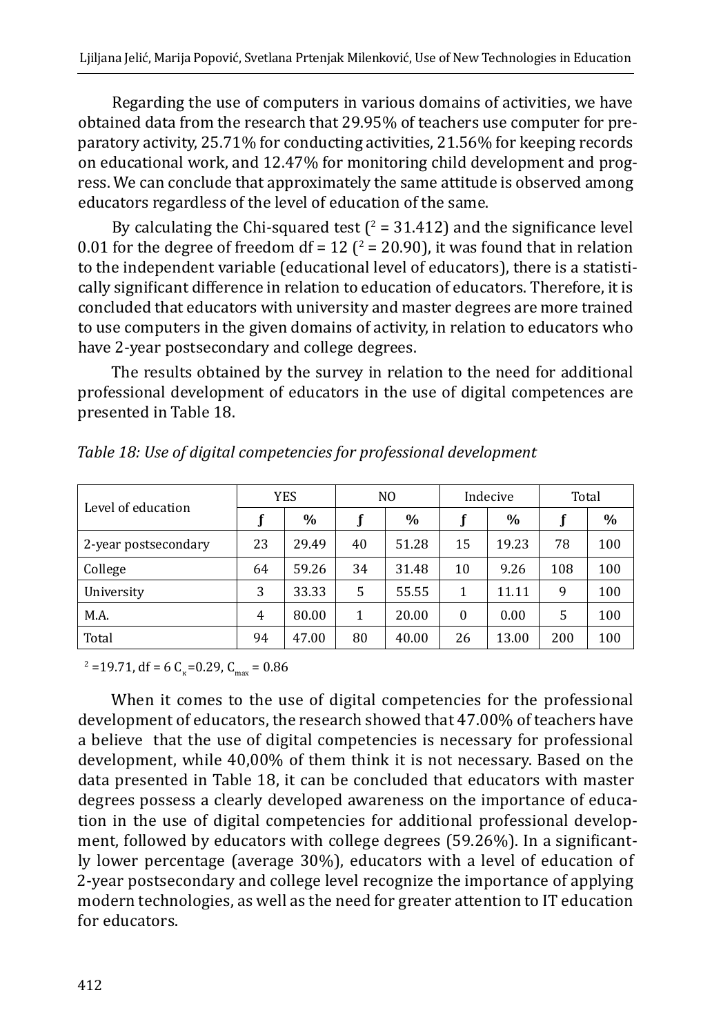Regarding the use of computers in various domains of activities, we have obtained data from the research that 29.95% of teachers use computer for preparatory activity, 25.71% for conducting activities, 21.56% for keeping records on educational work, and 12.47% for monitoring child development and progress. We can conclude that approximately the same attitude is observed among educators regardless of the level of education of the same.

By calculating the Chi-squared test ($^2$ = 31.412) and the significance level 0.01 for the degree of freedom df = 12 ($^2$ = 20.90), it was found that in relation to the independent variable (educational level of educators), there is a statistically significant difference in relation to education of educators. Therefore, it is concluded that educators with university and master degrees are more trained to use computers in the given domains of activity, in relation to educators who have 2-year postsecondary and college degrees.

The results obtained by the survey in relation to the need for additional professional development of educators in the use of digital competences are presented in Table 18.

*Table 18: Use of digital competencies for professional development*

| Level of education | YES | | NO | | Indecive | | Total | |
|---|---|---|---|---|---|---|---|---|
| | f | % | f | % | f | % | f | % |
| 2-year postsecondary | 23 | 29.49 | 40 | 51.28 | 15 | 19.23 | 78 | 100 |
| College | 64 | 59.26 | 34 | 31.48 | 10 | 9.26 | 108 | 100 |
| University | 3 | 33.33 | 5 | 55.55 | 1 | 11.11 | 9 | 100 |
| M.A. | 4 | 80.00 | 1 | 20.00 | 0 | 0.00 | 5 | 100 |
| Total | 94 | 47.00 | 80 | 40.00 | 26 | 13.00 | 200 | 100 |

$^2$ =19.71, df = 6 $C_к$=0.29, $C_{max}$ = 0.86

When it comes to the use of digital competencies for the professional development of educators, the research showed that 47.00% of teachers have a believe that the use of digital competencies is necessary for professional development, while 40,00% of them think it is not necessary. Based on the data presented in Table 18, it can be concluded that educators with master degrees possess a clearly developed awareness on the importance of education in the use of digital competencies for additional professional development, followed by educators with college degrees (59.26%). In a significantly lower percentage (average 30%), educators with a level of education of 2-year postsecondary and college level recognize the importance of applying modern technologies, as well as the need for greater attention to IT education for educators.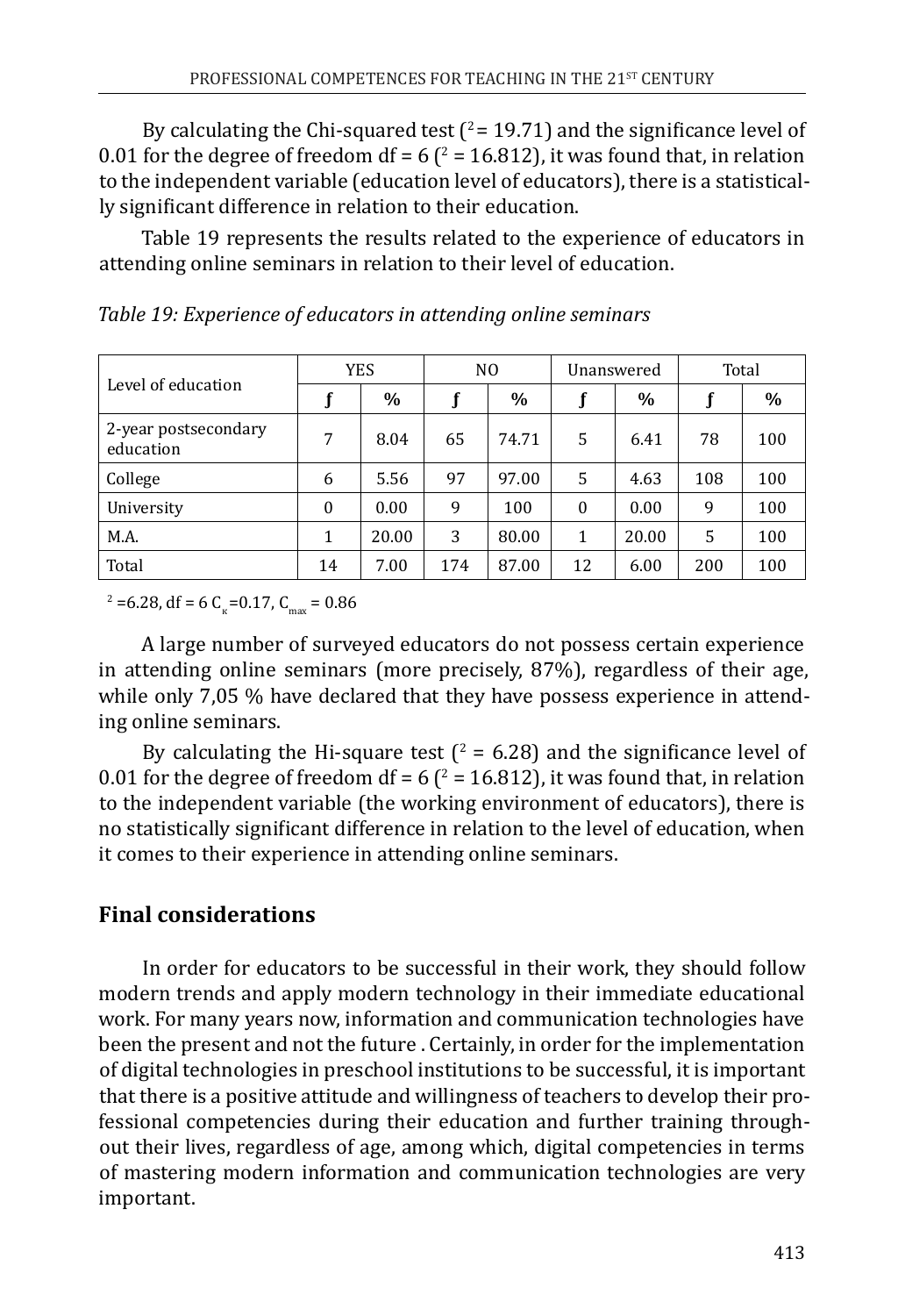By calculating the Chi-squared test ($^2$ = 19.71) and the significance level of 0.01 for the degree of freedom df = 6 ($^2$ = 16.812), it was found that, in relation to the independent variable (education level of educators), there is a statistically significant difference in relation to their education.

Table 19 represents the results related to the experience of educators in attending online seminars in relation to their level of education.

*Table 19: Experience of educators in attending online seminars*

| Level of education | YES | | NO | | Unanswered | | Total | |
|---|---|---|---|---|---|---|---|---|
| | **ƒ** | **%** | **ƒ** | **%** | **ƒ** | **%** | **ƒ** | **%** |
| 2-year postsecondary education | 7 | 8.04 | 65 | 74.71 | 5 | 6.41 | 78 | 100 |
| College | 6 | 5.56 | 97 | 97.00 | 5 | 4.63 | 108 | 100 |
| University | 0 | 0.00 | 9 | 100 | 0 | 0.00 | 9 | 100 |
| M.A. | 1 | 20.00 | 3 | 80.00 | 1 | 20.00 | 5 | 100 |
| Total | 14 | 7.00 | 174 | 87.00 | 12 | 6.00 | 200 | 100 |

$^2$ =6.28, df = 6 $C_к$=0.17, $C_{max}$ = 0.86

A large number of surveyed educators do not possess certain experience in attending online seminars (more precisely, 87%), regardless of their age, while only 7,05 % have declared that they have possess experience in attending online seminars.

By calculating the Hi-square test ($^2$ = 6.28) and the significance level of 0.01 for the degree of freedom df = 6 ($^2$ = 16.812), it was found that, in relation to the independent variable (the working environment of educators), there is no statistically significant difference in relation to the level of education, when it comes to their experience in attending online seminars.

## Final considerations

In order for educators to be successful in their work, they should follow modern trends and apply modern technology in their immediate educational work. For many years now, information and communication technologies have been the present and not the future . Certainly, in order for the implementation of digital technologies in preschool institutions to be successful, it is important that there is a positive attitude and willingness of teachers to develop their professional competencies during their education and further training throughout their lives, regardless of age, among which, digital competencies in terms of mastering modern information and communication technologies are very important.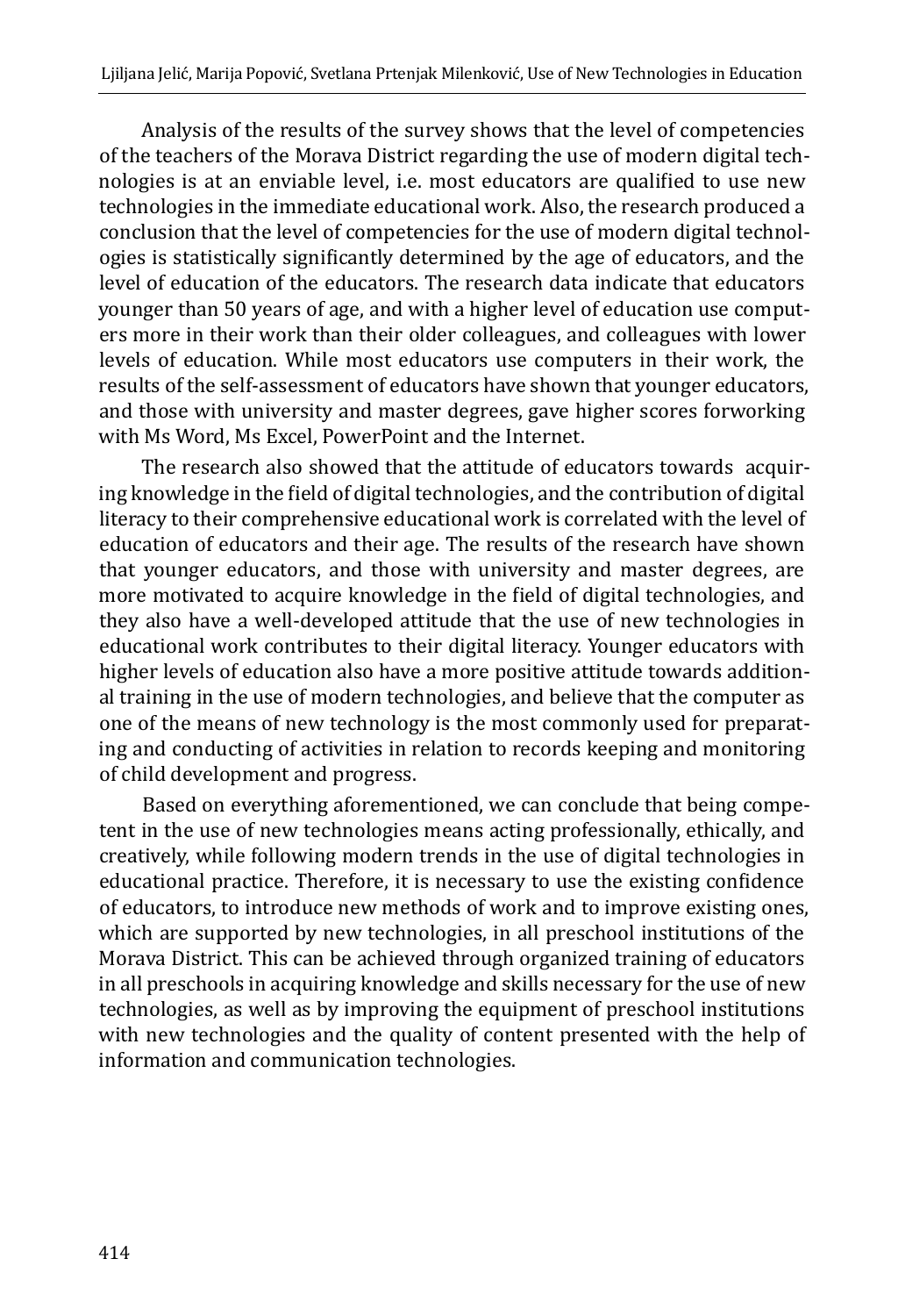Analysis of the results of the survey shows that the level of competencies of the teachers of the Morava District regarding the use of modern digital technologies is at an enviable level, i.e. most educators are qualified to use new technologies in the immediate educational work. Also, the research produced a conclusion that the level of competencies for the use of modern digital technologies is statistically significantly determined by the age of educators, and the level of education of the educators. The research data indicate that educators younger than 50 years of age, and with a higher level of education use computers more in their work than their older colleagues, and colleagues with lower levels of education. While most educators use computers in their work, the results of the self-assessment of educators have shown that younger educators, and those with university and master degrees, gave higher scores forworking with Ms Word, Ms Excel, PowerPoint and the Internet.

The research also showed that the attitude of educators towards acquiring knowledge in the field of digital technologies, and the contribution of digital literacy to their comprehensive educational work is correlated with the level of education of educators and their age. The results of the research have shown that younger educators, and those with university and master degrees, are more motivated to acquire knowledge in the field of digital technologies, and they also have a well-developed attitude that the use of new technologies in educational work contributes to their digital literacy. Younger educators with higher levels of education also have a more positive attitude towards additional training in the use of modern technologies, and believe that the computer as one of the means of new technology is the most commonly used for preparating and conducting of activities in relation to records keeping and monitoring of child development and progress.

Based on everything aforementioned, we can conclude that being competent in the use of new technologies means acting professionally, ethically, and creatively, while following modern trends in the use of digital technologies in educational practice. Therefore, it is necessary to use the existing confidence of educators, to introduce new methods of work and to improve existing ones, which are supported by new technologies, in all preschool institutions of the Morava District. This can be achieved through organized training of educators in all preschools in acquiring knowledge and skills necessary for the use of new technologies, as well as by improving the equipment of preschool institutions with new technologies and the quality of content presented with the help of information and communication technologies.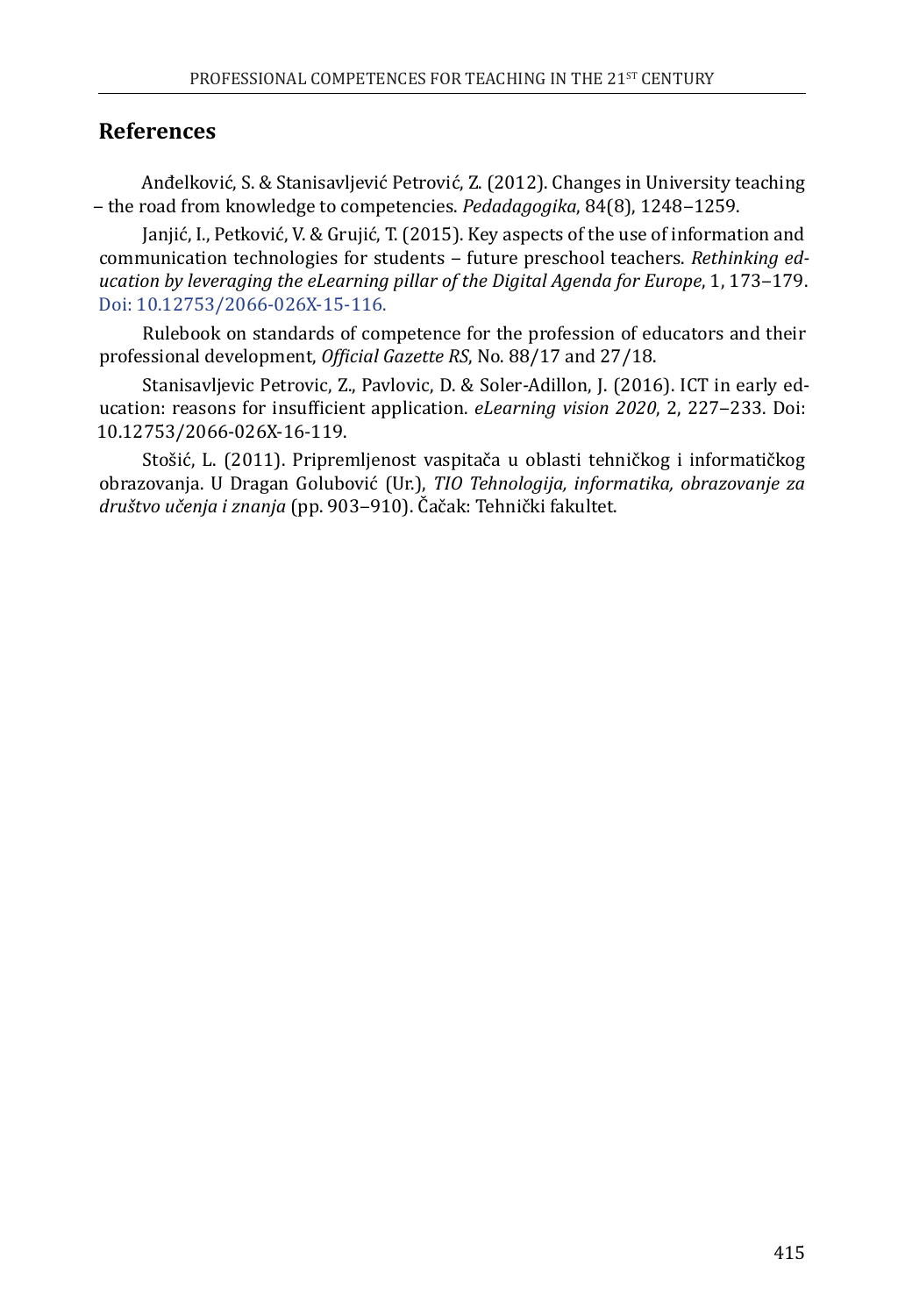## References

Anđelković, S. & Stanisavljević Petrović, Z. (2012). Changes in University teaching – the road from knowledge to competencies. *Pedadagogika*, 84(8), 1248–1259.

Janjić, I., Petković, V. & Grujić, T. (2015). Key aspects of the use of information and communication technologies for students – future preschool teachers. *Rethinking education by leveraging the eLearning pillar of the Digital Agenda for Europe*, 1, 173–179. Doi: 10.12753/2066-026X-15-116.

Rulebook on standards of competence for the profession of educators and their professional development, *Official Gazette RS*, No. 88/17 and 27/18.

Stanisavljevic Petrovic, Z., Pavlovic, D. & Soler-Adillon, J. (2016). ICT in early education: reasons for insufficient application. *eLearning vision 2020*, 2, 227–233. Doi: 10.12753/2066-026X-16-119.

Stošić, L. (2011). Pripremljenost vaspitača u oblasti tehničkog i informatičkog obrazovanja. U Dragan Golubović (Ur.), *TIO Tehnologija, informatika, obrazovanje za društvo učenja i znanja* (pp. 903–910). Čačak: Tehnički fakultet.